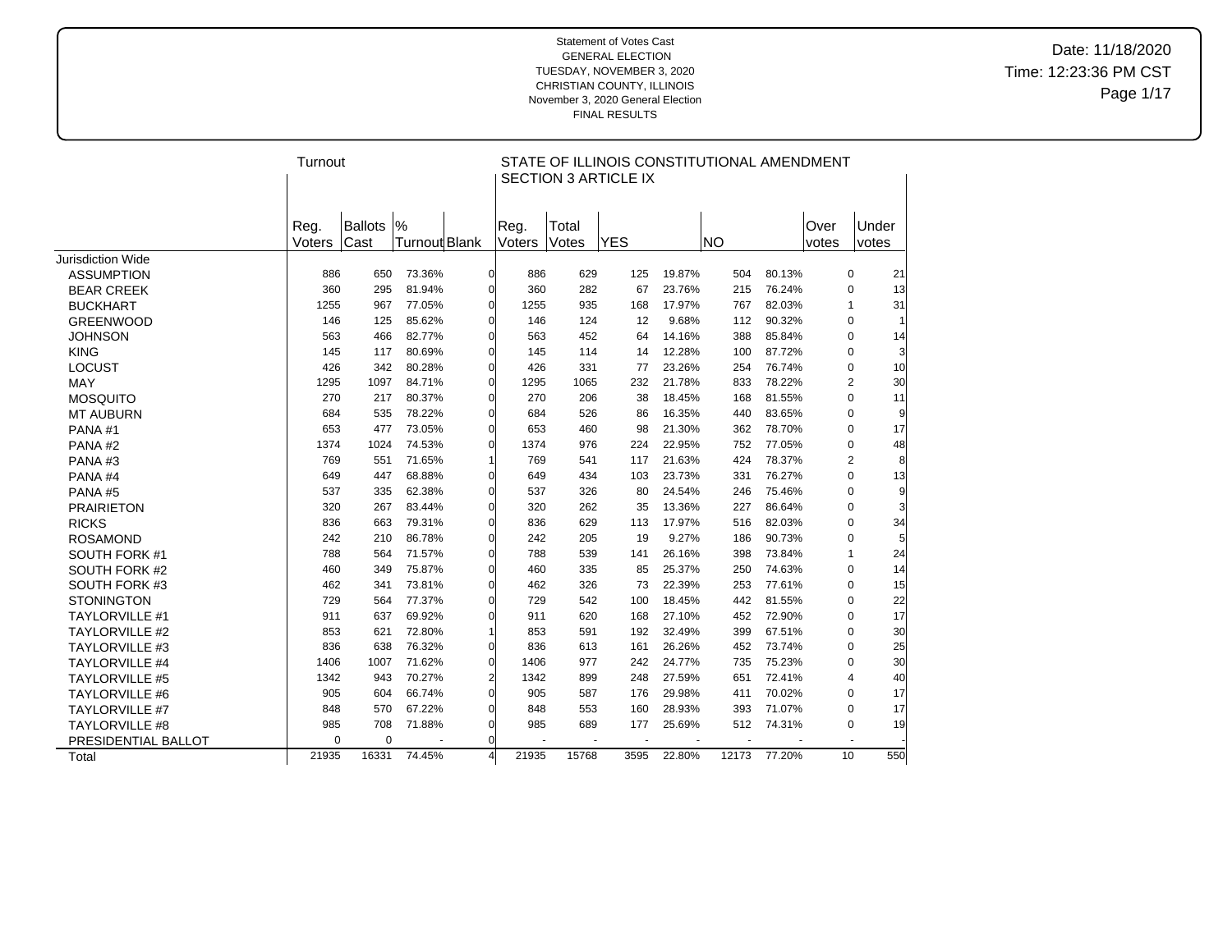Statement of Votes Cast
GENERAL ELECTION
TUESDAY, NOVEMBER 3, 2020
CHRISTIAN COUNTY, ILLINOIS
November 3, 2020 General Election
FINAL RESULTS

Date: 11/18/2020
Time: 12:23:36 PM CST

| | Turnout | | | | STATE OF ILLINOIS CONSTITUTIONAL AMENDMENT SECTION 3 ARTICLE IX | | | | | | | |
|---|---|---|---|---|---|---|---|---|---|---|---|---|
| | Reg. Voters | Ballots Cast | % Turnout | Blank | Reg. Voters | Total Votes | YES | | NO | | Over votes | Under votes |
| Jurisdiction Wide | | | | | | | | | | | | |
| ASSUMPTION | 886 | 650 | 73.36% | 0 | 886 | 629 | 125 | 19.87% | 504 | 80.13% | 0 | 21 |
| BEAR CREEK | 360 | 295 | 81.94% | 0 | 360 | 282 | 67 | 23.76% | 215 | 76.24% | 0 | 13 |
| BUCKHART | 1255 | 967 | 77.05% | 0 | 1255 | 935 | 168 | 17.97% | 767 | 82.03% | 1 | 31 |
| GREENWOOD | 146 | 125 | 85.62% | 0 | 146 | 124 | 12 | 9.68% | 112 | 90.32% | 0 | 1 |
| JOHNSON | 563 | 466 | 82.77% | 0 | 563 | 452 | 64 | 14.16% | 388 | 85.84% | 0 | 14 |
| KING | 145 | 117 | 80.69% | 0 | 145 | 114 | 14 | 12.28% | 100 | 87.72% | 0 | 3 |
| LOCUST | 426 | 342 | 80.28% | 0 | 426 | 331 | 77 | 23.26% | 254 | 76.74% | 0 | 10 |
| MAY | 1295 | 1097 | 84.71% | 0 | 1295 | 1065 | 232 | 21.78% | 833 | 78.22% | 2 | 30 |
| MOSQUITO | 270 | 217 | 80.37% | 0 | 270 | 206 | 38 | 18.45% | 168 | 81.55% | 0 | 11 |
| MT AUBURN | 684 | 535 | 78.22% | 0 | 684 | 526 | 86 | 16.35% | 440 | 83.65% | 0 | 9 |
| PANA #1 | 653 | 477 | 73.05% | 0 | 653 | 460 | 98 | 21.30% | 362 | 78.70% | 0 | 17 |
| PANA #2 | 1374 | 1024 | 74.53% | 0 | 1374 | 976 | 224 | 22.95% | 752 | 77.05% | 0 | 48 |
| PANA #3 | 769 | 551 | 71.65% | 1 | 769 | 541 | 117 | 21.63% | 424 | 78.37% | 2 | 8 |
| PANA #4 | 649 | 447 | 68.88% | 0 | 649 | 434 | 103 | 23.73% | 331 | 76.27% | 0 | 13 |
| PANA #5 | 537 | 335 | 62.38% | 0 | 537 | 326 | 80 | 24.54% | 246 | 75.46% | 0 | 9 |
| PRAIRIETON | 320 | 267 | 83.44% | 0 | 320 | 262 | 35 | 13.36% | 227 | 86.64% | 0 | 3 |
| RICKS | 836 | 663 | 79.31% | 0 | 836 | 629 | 113 | 17.97% | 516 | 82.03% | 0 | 34 |
| ROSAMOND | 242 | 210 | 86.78% | 0 | 242 | 205 | 19 | 9.27% | 186 | 90.73% | 0 | 5 |
| SOUTH FORK #1 | 788 | 564 | 71.57% | 0 | 788 | 539 | 141 | 26.16% | 398 | 73.84% | 1 | 24 |
| SOUTH FORK #2 | 460 | 349 | 75.87% | 0 | 460 | 335 | 85 | 25.37% | 250 | 74.63% | 0 | 14 |
| SOUTH FORK #3 | 462 | 341 | 73.81% | 0 | 462 | 326 | 73 | 22.39% | 253 | 77.61% | 0 | 15 |
| STONINGTON | 729 | 564 | 77.37% | 0 | 729 | 542 | 100 | 18.45% | 442 | 81.55% | 0 | 22 |
| TAYLORVILLE #1 | 911 | 637 | 69.92% | 0 | 911 | 620 | 168 | 27.10% | 452 | 72.90% | 0 | 17 |
| TAYLORVILLE #2 | 853 | 621 | 72.80% | 1 | 853 | 591 | 192 | 32.49% | 399 | 67.51% | 0 | 30 |
| TAYLORVILLE #3 | 836 | 638 | 76.32% | 0 | 836 | 613 | 161 | 26.26% | 452 | 73.74% | 0 | 25 |
| TAYLORVILLE #4 | 1406 | 1007 | 71.62% | 0 | 1406 | 977 | 242 | 24.77% | 735 | 75.23% | 0 | 30 |
| TAYLORVILLE #5 | 1342 | 943 | 70.27% | 2 | 1342 | 899 | 248 | 27.59% | 651 | 72.41% | 4 | 40 |
| TAYLORVILLE #6 | 905 | 604 | 66.74% | 0 | 905 | 587 | 176 | 29.98% | 411 | 70.02% | 0 | 17 |
| TAYLORVILLE #7 | 848 | 570 | 67.22% | 0 | 848 | 553 | 160 | 28.93% | 393 | 71.07% | 0 | 17 |
| TAYLORVILLE #8 | 985 | 708 | 71.88% | 0 | 985 | 689 | 177 | 25.69% | 512 | 74.31% | 0 | 19 |
| PRESIDENTIAL BALLOT | 0 | 0 | - | 0 | - | - | - | - | - | - | - | - |
| Total | 21935 | 16331 | 74.45% | 4 | 21935 | 15768 | 3595 | 22.80% | 12173 | 77.20% | 10 | 550 |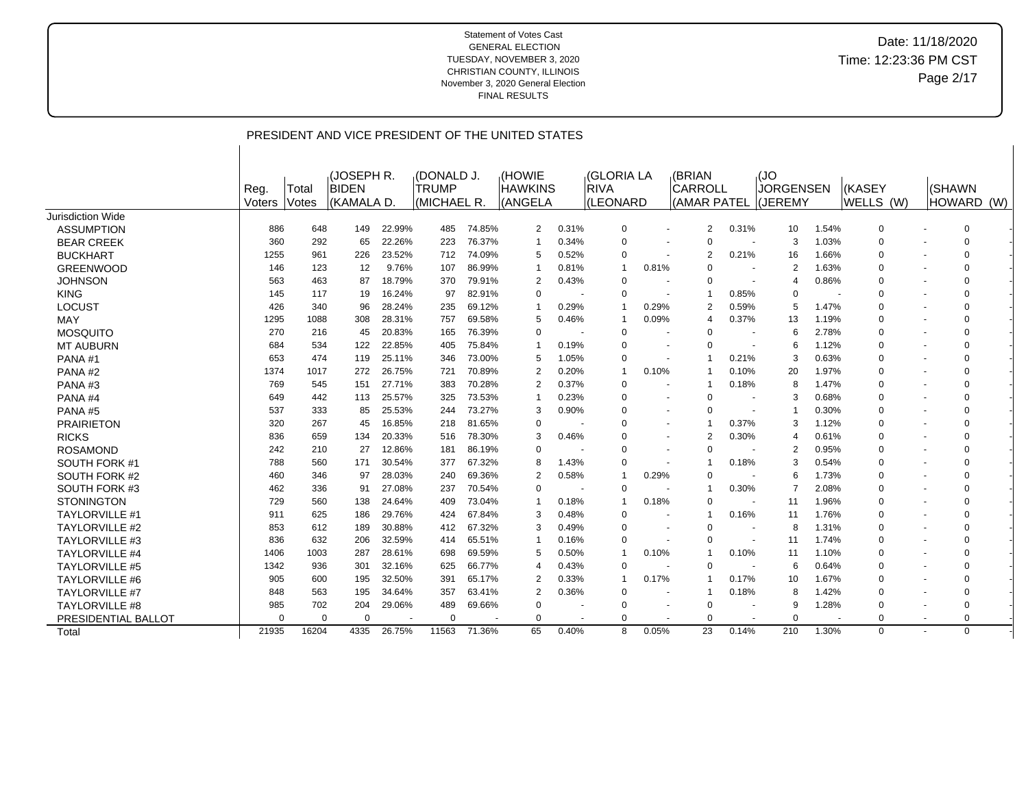Statement of Votes Cast
GENERAL ELECTION
TUESDAY, NOVEMBER 3, 2020
CHRISTIAN COUNTY, ILLINOIS
November 3, 2020 General Election
FINAL RESULTS

Date: 11/18/2020
Time: 12:23:36 PM CST

## PRESIDENT AND VICE PRESIDENT OF THE UNITED STATES

| | Reg. Voters | Total Votes | (JOSEPH R. BIDEN (KAMALA D. | | (DONALD J. TRUMP (MICHAEL R. | | (HOWIE HAWKINS (ANGELA | | (GLORIA LA RIVA (LEONARD | | (BRIAN CARROLL (AMAR PATEL | | (JO JORGENSEN (JEREMY | | (KASEY WELLS (W) | | (SHAWN HOWARD (W) | |
|---|---|---|---|---|---|---|---|---|---|---|---|---|---|---|---|---|---|---|
| Jurisdiction Wide | | | | | | | | | | | | | | | | | | |
| ASSUMPTION | 886 | 648 | 149 | 22.99% | 485 | 74.85% | 2 | 0.31% | 0 | - | 2 | 0.31% | 10 | 1.54% | 0 | - | 0 | - |
| BEAR CREEK | 360 | 292 | 65 | 22.26% | 223 | 76.37% | 1 | 0.34% | 0 | - | 0 | - | 3 | 1.03% | 0 | - | 0 | - |
| BUCKHART | 1255 | 961 | 226 | 23.52% | 712 | 74.09% | 5 | 0.52% | 0 | - | 2 | 0.21% | 16 | 1.66% | 0 | - | 0 | - |
| GREENWOOD | 146 | 123 | 12 | 9.76% | 107 | 86.99% | 1 | 0.81% | 1 | 0.81% | 0 | - | 2 | 1.63% | 0 | - | 0 | - |
| JOHNSON | 563 | 463 | 87 | 18.79% | 370 | 79.91% | 2 | 0.43% | 0 | - | 0 | - | 4 | 0.86% | 0 | - | 0 | - |
| KING | 145 | 117 | 19 | 16.24% | 97 | 82.91% | 0 | - | 0 | - | 1 | 0.85% | 0 | - | 0 | - | 0 | - |
| LOCUST | 426 | 340 | 96 | 28.24% | 235 | 69.12% | 1 | 0.29% | 1 | 0.29% | 2 | 0.59% | 5 | 1.47% | 0 | - | 0 | - |
| MAY | 1295 | 1088 | 308 | 28.31% | 757 | 69.58% | 5 | 0.46% | 1 | 0.09% | 4 | 0.37% | 13 | 1.19% | 0 | - | 0 | - |
| MOSQUITO | 270 | 216 | 45 | 20.83% | 165 | 76.39% | 0 | - | 0 | - | 0 | - | 6 | 2.78% | 0 | - | 0 | - |
| MT AUBURN | 684 | 534 | 122 | 22.85% | 405 | 75.84% | 1 | 0.19% | 0 | - | 0 | - | 6 | 1.12% | 0 | - | 0 | - |
| PANA #1 | 653 | 474 | 119 | 25.11% | 346 | 73.00% | 5 | 1.05% | 0 | - | 1 | 0.21% | 3 | 0.63% | 0 | - | 0 | - |
| PANA #2 | 1374 | 1017 | 272 | 26.75% | 721 | 70.89% | 2 | 0.20% | 1 | 0.10% | 1 | 0.10% | 20 | 1.97% | 0 | - | 0 | - |
| PANA #3 | 769 | 545 | 151 | 27.71% | 383 | 70.28% | 2 | 0.37% | 0 | - | 1 | 0.18% | 8 | 1.47% | 0 | - | 0 | - |
| PANA #4 | 649 | 442 | 113 | 25.57% | 325 | 73.53% | 1 | 0.23% | 0 | - | 0 | - | 3 | 0.68% | 0 | - | 0 | - |
| PANA #5 | 537 | 333 | 85 | 25.53% | 244 | 73.27% | 3 | 0.90% | 0 | - | 0 | - | 1 | 0.30% | 0 | - | 0 | - |
| PRAIRIETON | 320 | 267 | 45 | 16.85% | 218 | 81.65% | 0 | - | 0 | - | 1 | 0.37% | 3 | 1.12% | 0 | - | 0 | - |
| RICKS | 836 | 659 | 134 | 20.33% | 516 | 78.30% | 3 | 0.46% | 0 | - | 2 | 0.30% | 4 | 0.61% | 0 | - | 0 | - |
| ROSAMOND | 242 | 210 | 27 | 12.86% | 181 | 86.19% | 0 | - | 0 | - | 0 | - | 2 | 0.95% | 0 | - | 0 | - |
| SOUTH FORK #1 | 788 | 560 | 171 | 30.54% | 377 | 67.32% | 8 | 1.43% | 0 | - | 1 | 0.18% | 3 | 0.54% | 0 | - | 0 | - |
| SOUTH FORK #2 | 460 | 346 | 97 | 28.03% | 240 | 69.36% | 2 | 0.58% | 1 | 0.29% | 0 | - | 6 | 1.73% | 0 | - | 0 | - |
| SOUTH FORK #3 | 462 | 336 | 91 | 27.08% | 237 | 70.54% | 0 | - | 0 | - | 1 | 0.30% | 7 | 2.08% | 0 | - | 0 | - |
| STONINGTON | 729 | 560 | 138 | 24.64% | 409 | 73.04% | 1 | 0.18% | 1 | 0.18% | 0 | - | 11 | 1.96% | 0 | - | 0 | - |
| TAYLORVILLE #1 | 911 | 625 | 186 | 29.76% | 424 | 67.84% | 3 | 0.48% | 0 | - | 1 | 0.16% | 11 | 1.76% | 0 | - | 0 | - |
| TAYLORVILLE #2 | 853 | 612 | 189 | 30.88% | 412 | 67.32% | 3 | 0.49% | 0 | - | 0 | - | 8 | 1.31% | 0 | - | 0 | - |
| TAYLORVILLE #3 | 836 | 632 | 206 | 32.59% | 414 | 65.51% | 1 | 0.16% | 0 | - | 0 | - | 11 | 1.74% | 0 | - | 0 | - |
| TAYLORVILLE #4 | 1406 | 1003 | 287 | 28.61% | 698 | 69.59% | 5 | 0.50% | 1 | 0.10% | 1 | 0.10% | 11 | 1.10% | 0 | - | 0 | - |
| TAYLORVILLE #5 | 1342 | 936 | 301 | 32.16% | 625 | 66.77% | 4 | 0.43% | 0 | - | 0 | - | 6 | 0.64% | 0 | - | 0 | - |
| TAYLORVILLE #6 | 905 | 600 | 195 | 32.50% | 391 | 65.17% | 2 | 0.33% | 1 | 0.17% | 1 | 0.17% | 10 | 1.67% | 0 | - | 0 | - |
| TAYLORVILLE #7 | 848 | 563 | 195 | 34.64% | 357 | 63.41% | 2 | 0.36% | 0 | - | 1 | 0.18% | 8 | 1.42% | 0 | - | 0 | - |
| TAYLORVILLE #8 | 985 | 702 | 204 | 29.06% | 489 | 69.66% | 0 | - | 0 | - | 0 | - | 9 | 1.28% | 0 | - | 0 | - |
| PRESIDENTIAL BALLOT | 0 | 0 | 0 | - | 0 | - | 0 | - | 0 | - | 0 | - | 0 | - | 0 | - | 0 | - |
| Total | 21935 | 16204 | 4335 | 26.75% | 11563 | 71.36% | 65 | 0.40% | 8 | 0.05% | 23 | 0.14% | 210 | 1.30% | 0 | - | 0 | - |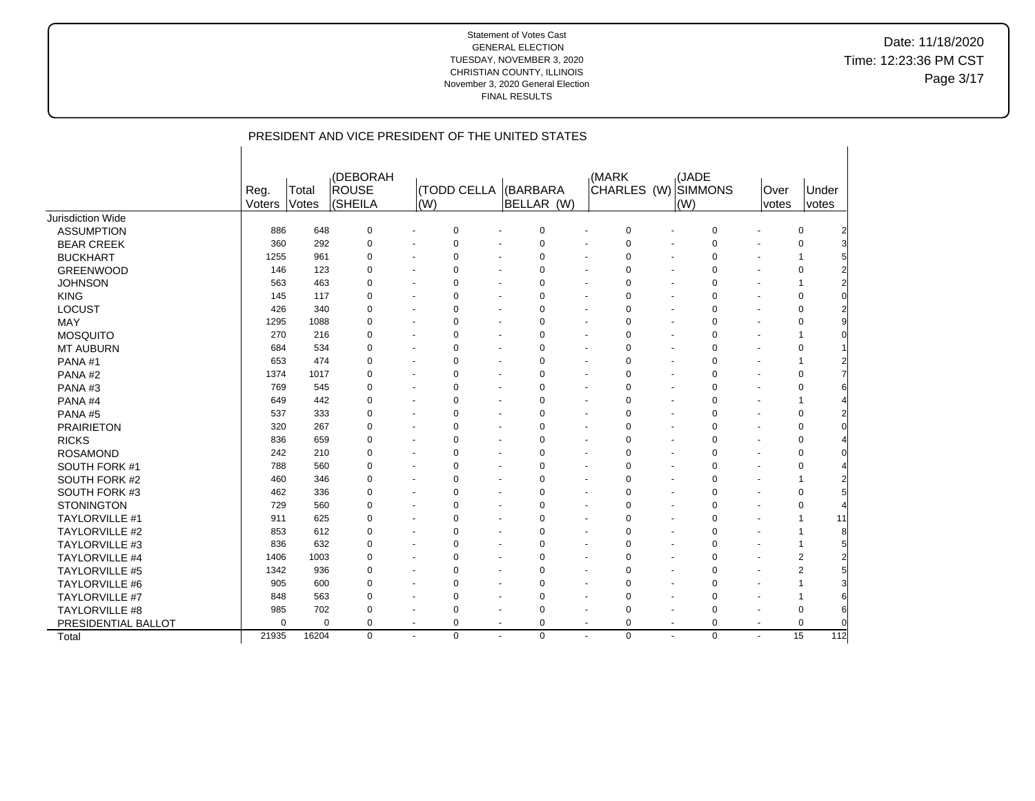Statement of Votes Cast
GENERAL ELECTION
TUESDAY, NOVEMBER 3, 2020
CHRISTIAN COUNTY, ILLINOIS
November 3, 2020 General Election
FINAL RESULTS

Date: 11/18/2020
Time: 12:23:36 PM CST

## PRESIDENT AND VICE PRESIDENT OF THE UNITED STATES

| | Reg. Voters | Total Votes | (DEBORAH ROUSE (SHEILA | | (TODD CELLA (W) | | (BARBARA BELLAR (W) | | (MARK CHARLES (W) | | (JADE SIMMONS (W) | | Over votes | Under votes |
|---|---|---|---|---|---|---|---|---|---|---|---|---|---|---|
| Jurisdiction Wide | | | | | | | | | | | | | | |
| ASSUMPTION | 886 | 648 | 0 | - | 0 | - | 0 | - | 0 | - | 0 | - | 0 | 2 |
| BEAR CREEK | 360 | 292 | 0 | - | 0 | - | 0 | - | 0 | - | 0 | - | 0 | 3 |
| BUCKHART | 1255 | 961 | 0 | - | 0 | - | 0 | - | 0 | - | 0 | - | 1 | 5 |
| GREENWOOD | 146 | 123 | 0 | - | 0 | - | 0 | - | 0 | - | 0 | - | 0 | 2 |
| JOHNSON | 563 | 463 | 0 | - | 0 | - | 0 | - | 0 | - | 0 | - | 1 | 2 |
| KING | 145 | 117 | 0 | - | 0 | - | 0 | - | 0 | - | 0 | - | 0 | 0 |
| LOCUST | 426 | 340 | 0 | - | 0 | - | 0 | - | 0 | - | 0 | - | 0 | 2 |
| MAY | 1295 | 1088 | 0 | - | 0 | - | 0 | - | 0 | - | 0 | - | 0 | 9 |
| MOSQUITO | 270 | 216 | 0 | - | 0 | - | 0 | - | 0 | - | 0 | - | 1 | 0 |
| MT AUBURN | 684 | 534 | 0 | - | 0 | - | 0 | - | 0 | - | 0 | - | 0 | 1 |
| PANA #1 | 653 | 474 | 0 | - | 0 | - | 0 | - | 0 | - | 0 | - | 1 | 2 |
| PANA #2 | 1374 | 1017 | 0 | - | 0 | - | 0 | - | 0 | - | 0 | - | 0 | 7 |
| PANA #3 | 769 | 545 | 0 | - | 0 | - | 0 | - | 0 | - | 0 | - | 0 | 6 |
| PANA #4 | 649 | 442 | 0 | - | 0 | - | 0 | - | 0 | - | 0 | - | 1 | 4 |
| PANA #5 | 537 | 333 | 0 | - | 0 | - | 0 | - | 0 | - | 0 | - | 0 | 2 |
| PRAIRIETON | 320 | 267 | 0 | - | 0 | - | 0 | - | 0 | - | 0 | - | 0 | 0 |
| RICKS | 836 | 659 | 0 | - | 0 | - | 0 | - | 0 | - | 0 | - | 0 | 4 |
| ROSAMOND | 242 | 210 | 0 | - | 0 | - | 0 | - | 0 | - | 0 | - | 0 | 0 |
| SOUTH FORK #1 | 788 | 560 | 0 | - | 0 | - | 0 | - | 0 | - | 0 | - | 0 | 4 |
| SOUTH FORK #2 | 460 | 346 | 0 | - | 0 | - | 0 | - | 0 | - | 0 | - | 1 | 2 |
| SOUTH FORK #3 | 462 | 336 | 0 | - | 0 | - | 0 | - | 0 | - | 0 | - | 0 | 5 |
| STONINGTON | 729 | 560 | 0 | - | 0 | - | 0 | - | 0 | - | 0 | - | 0 | 4 |
| TAYLORVILLE #1 | 911 | 625 | 0 | - | 0 | - | 0 | - | 0 | - | 0 | - | 1 | 11 |
| TAYLORVILLE #2 | 853 | 612 | 0 | - | 0 | - | 0 | - | 0 | - | 0 | - | 1 | 8 |
| TAYLORVILLE #3 | 836 | 632 | 0 | - | 0 | - | 0 | - | 0 | - | 0 | - | 1 | 5 |
| TAYLORVILLE #4 | 1406 | 1003 | 0 | - | 0 | - | 0 | - | 0 | - | 0 | - | 2 | 2 |
| TAYLORVILLE #5 | 1342 | 936 | 0 | - | 0 | - | 0 | - | 0 | - | 0 | - | 2 | 5 |
| TAYLORVILLE #6 | 905 | 600 | 0 | - | 0 | - | 0 | - | 0 | - | 0 | - | 1 | 3 |
| TAYLORVILLE #7 | 848 | 563 | 0 | - | 0 | - | 0 | - | 0 | - | 0 | - | 1 | 6 |
| TAYLORVILLE #8 | 985 | 702 | 0 | - | 0 | - | 0 | - | 0 | - | 0 | - | 0 | 6 |
| PRESIDENTIAL BALLOT | 0 | 0 | 0 | - | 0 | - | 0 | - | 0 | - | 0 | - | 0 | 0 |
| Total | 21935 | 16204 | 0 | - | 0 | - | 0 | - | 0 | - | 0 | - | 15 | 112 |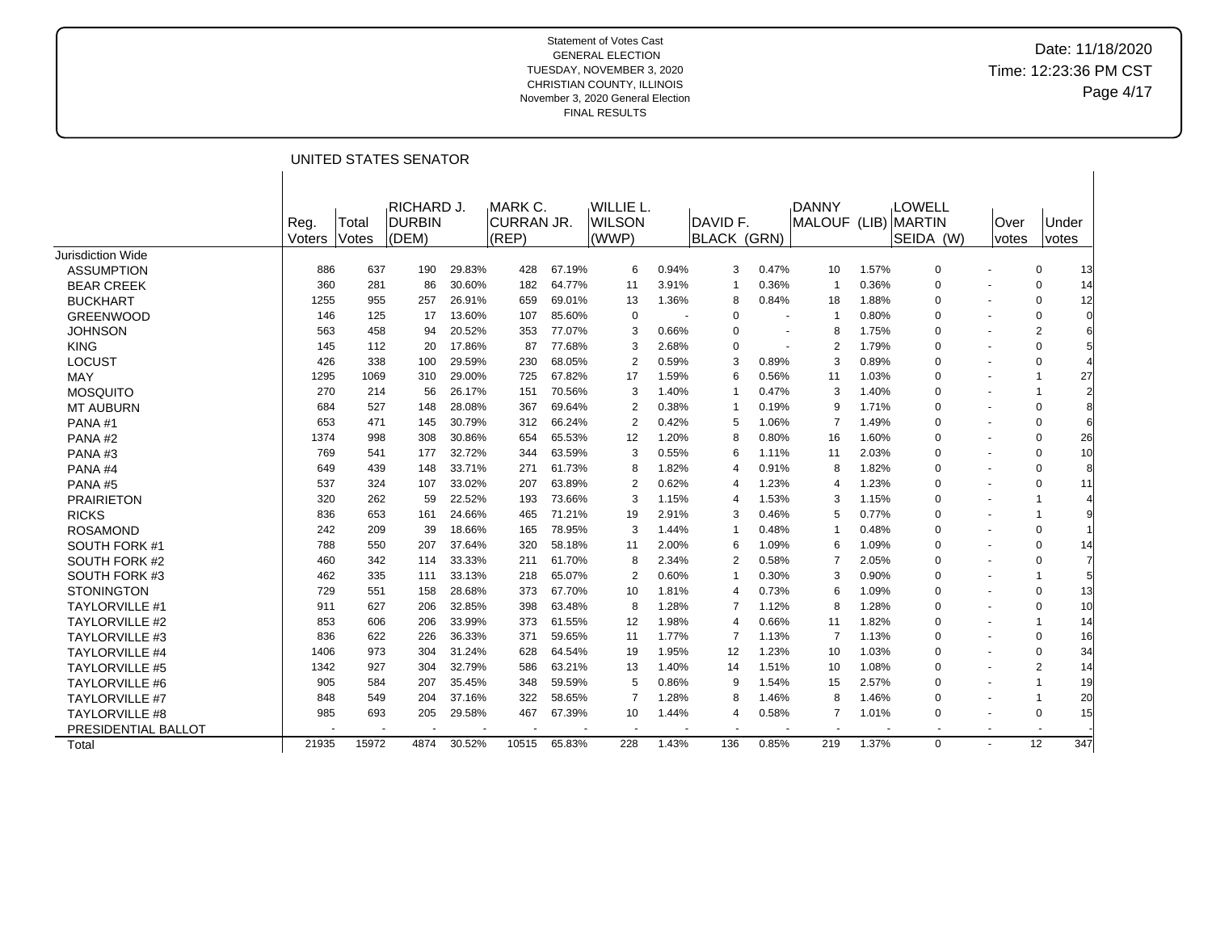Statement of Votes Cast
GENERAL ELECTION
TUESDAY, NOVEMBER 3, 2020
CHRISTIAN COUNTY, ILLINOIS
November 3, 2020 General Election
FINAL RESULTS

Date: 11/18/2020
Time: 12:23:36 PM CST

## UNITED STATES SENATOR

| | Reg. Voters | Total Votes | RICHARD J. DURBIN (DEM) | | MARK C. CURRAN JR. (REP) | | WILLIE L. WILSON (WWP) | | DAVID F. BLACK (GRN) | | DANNY MALOUF (LIB) | | LOWELL MARTIN SEIDA (W) | | Over votes | Under votes |
|---|---|---|---|---|---|---|---|---|---|---|---|---|---|---|---|---|
| Jurisdiction Wide | | | | | | | | | | | | | | | | |
| ASSUMPTION | 886 | 637 | 190 | 29.83% | 428 | 67.19% | 6 | 0.94% | 3 | 0.47% | 10 | 1.57% | 0 | - | 0 | 13 |
| BEAR CREEK | 360 | 281 | 86 | 30.60% | 182 | 64.77% | 11 | 3.91% | 1 | 0.36% | 1 | 0.36% | 0 | - | 0 | 14 |
| BUCKHART | 1255 | 955 | 257 | 26.91% | 659 | 69.01% | 13 | 1.36% | 8 | 0.84% | 18 | 1.88% | 0 | - | 0 | 12 |
| GREENWOOD | 146 | 125 | 17 | 13.60% | 107 | 85.60% | 0 | - | 0 | - | 1 | 0.80% | 0 | - | 0 | 0 |
| JOHNSON | 563 | 458 | 94 | 20.52% | 353 | 77.07% | 3 | 0.66% | 0 | - | 8 | 1.75% | 0 | - | 2 | 6 |
| KING | 145 | 112 | 20 | 17.86% | 87 | 77.68% | 3 | 2.68% | 0 | - | 2 | 1.79% | 0 | - | 0 | 5 |
| LOCUST | 426 | 338 | 100 | 29.59% | 230 | 68.05% | 2 | 0.59% | 3 | 0.89% | 3 | 0.89% | 0 | - | 0 | 4 |
| MAY | 1295 | 1069 | 310 | 29.00% | 725 | 67.82% | 17 | 1.59% | 6 | 0.56% | 11 | 1.03% | 0 | - | 1 | 27 |
| MOSQUITO | 270 | 214 | 56 | 26.17% | 151 | 70.56% | 3 | 1.40% | 1 | 0.47% | 3 | 1.40% | 0 | - | 1 | 2 |
| MT AUBURN | 684 | 527 | 148 | 28.08% | 367 | 69.64% | 2 | 0.38% | 1 | 0.19% | 9 | 1.71% | 0 | - | 0 | 8 |
| PANA #1 | 653 | 471 | 145 | 30.79% | 312 | 66.24% | 2 | 0.42% | 5 | 1.06% | 7 | 1.49% | 0 | - | 0 | 6 |
| PANA #2 | 1374 | 998 | 308 | 30.86% | 654 | 65.53% | 12 | 1.20% | 8 | 0.80% | 16 | 1.60% | 0 | - | 0 | 26 |
| PANA #3 | 769 | 541 | 177 | 32.72% | 344 | 63.59% | 3 | 0.55% | 6 | 1.11% | 11 | 2.03% | 0 | - | 0 | 10 |
| PANA #4 | 649 | 439 | 148 | 33.71% | 271 | 61.73% | 8 | 1.82% | 4 | 0.91% | 8 | 1.82% | 0 | - | 0 | 8 |
| PANA #5 | 537 | 324 | 107 | 33.02% | 207 | 63.89% | 2 | 0.62% | 4 | 1.23% | 4 | 1.23% | 0 | - | 0 | 11 |
| PRAIRIETON | 320 | 262 | 59 | 22.52% | 193 | 73.66% | 3 | 1.15% | 4 | 1.53% | 3 | 1.15% | 0 | - | 1 | 4 |
| RICKS | 836 | 653 | 161 | 24.66% | 465 | 71.21% | 19 | 2.91% | 3 | 0.46% | 5 | 0.77% | 0 | - | 1 | 9 |
| ROSAMOND | 242 | 209 | 39 | 18.66% | 165 | 78.95% | 3 | 1.44% | 1 | 0.48% | 1 | 0.48% | 0 | - | 0 | 1 |
| SOUTH FORK #1 | 788 | 550 | 207 | 37.64% | 320 | 58.18% | 11 | 2.00% | 6 | 1.09% | 6 | 1.09% | 0 | - | 0 | 14 |
| SOUTH FORK #2 | 460 | 342 | 114 | 33.33% | 211 | 61.70% | 8 | 2.34% | 2 | 0.58% | 7 | 2.05% | 0 | - | 0 | 7 |
| SOUTH FORK #3 | 462 | 335 | 111 | 33.13% | 218 | 65.07% | 2 | 0.60% | 1 | 0.30% | 3 | 0.90% | 0 | - | 1 | 5 |
| STONINGTON | 729 | 551 | 158 | 28.68% | 373 | 67.70% | 10 | 1.81% | 4 | 0.73% | 6 | 1.09% | 0 | - | 0 | 13 |
| TAYLORVILLE #1 | 911 | 627 | 206 | 32.85% | 398 | 63.48% | 8 | 1.28% | 7 | 1.12% | 8 | 1.28% | 0 | - | 0 | 10 |
| TAYLORVILLE #2 | 853 | 606 | 206 | 33.99% | 373 | 61.55% | 12 | 1.98% | 4 | 0.66% | 11 | 1.82% | 0 | - | 1 | 14 |
| TAYLORVILLE #3 | 836 | 622 | 226 | 36.33% | 371 | 59.65% | 11 | 1.77% | 7 | 1.13% | 7 | 1.13% | 0 | - | 0 | 16 |
| TAYLORVILLE #4 | 1406 | 973 | 304 | 31.24% | 628 | 64.54% | 19 | 1.95% | 12 | 1.23% | 10 | 1.03% | 0 | - | 0 | 34 |
| TAYLORVILLE #5 | 1342 | 927 | 304 | 32.79% | 586 | 63.21% | 13 | 1.40% | 14 | 1.51% | 10 | 1.08% | 0 | - | 2 | 14 |
| TAYLORVILLE #6 | 905 | 584 | 207 | 35.45% | 348 | 59.59% | 5 | 0.86% | 9 | 1.54% | 15 | 2.57% | 0 | - | 1 | 19 |
| TAYLORVILLE #7 | 848 | 549 | 204 | 37.16% | 322 | 58.65% | 7 | 1.28% | 8 | 1.46% | 8 | 1.46% | 0 | - | 1 | 20 |
| TAYLORVILLE #8 | 985 | 693 | 205 | 29.58% | 467 | 67.39% | 10 | 1.44% | 4 | 0.58% | 7 | 1.01% | 0 | - | 0 | 15 |
| PRESIDENTIAL BALLOT | - | - | - | - | - | - | - | - | - | - | - | - | - | - | - | - |
| Total | 21935 | 15972 | 4874 | 30.52% | 10515 | 65.83% | 228 | 1.43% | 136 | 0.85% | 219 | 1.37% | 0 | - | 12 | 347 |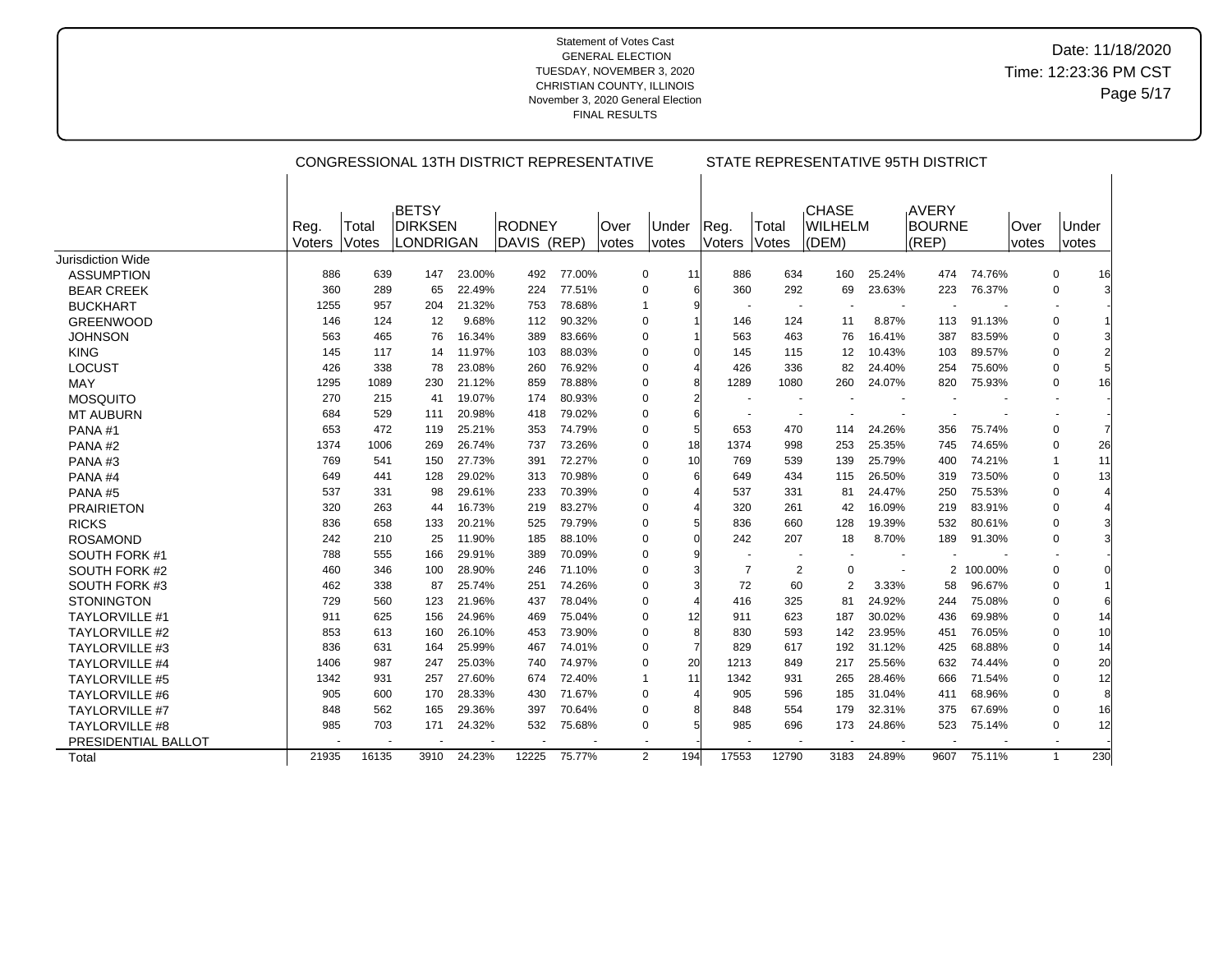Statement of Votes Cast
GENERAL ELECTION
TUESDAY, NOVEMBER 3, 2020
CHRISTIAN COUNTY, ILLINOIS
November 3, 2020 General Election
FINAL RESULTS

Date: 11/18/2020
Time: 12:23:36 PM CST

| | CONGRESSIONAL 13TH DISTRICT REPRESENTATIVE | | | | | | | | STATE REPRESENTATIVE 95TH DISTRICT | | | | | | | |
|---|---|---|---|---|---|---|---|---|---|---|---|---|---|---|---|---|
| | Reg. Voters | Total Votes | BETSY DIRKSEN LONDRIGAN | | RODNEY DAVIS (REP) | | Over votes | Under votes | Reg. Voters | Total Votes | CHASE WILHELM (DEM) | | AVERY BOURNE (REP) | | Over votes | Under votes |
| Jurisdiction Wide | | | | | | | | | | | | | | | | |
| ASSUMPTION | 886 | 639 | 147 | 23.00% | 492 | 77.00% | 0 | 11 | 886 | 634 | 160 | 25.24% | 474 | 74.76% | 0 | 16 |
| BEAR CREEK | 360 | 289 | 65 | 22.49% | 224 | 77.51% | 0 | 6 | 360 | 292 | 69 | 23.63% | 223 | 76.37% | 0 | 3 |
| BUCKHART | 1255 | 957 | 204 | 21.32% | 753 | 78.68% | 1 | 9 | - | - | - | - | - | - | - | - |
| GREENWOOD | 146 | 124 | 12 | 9.68% | 112 | 90.32% | 0 | 1 | 146 | 124 | 11 | 8.87% | 113 | 91.13% | 0 | 1 |
| JOHNSON | 563 | 465 | 76 | 16.34% | 389 | 83.66% | 0 | 1 | 563 | 463 | 76 | 16.41% | 387 | 83.59% | 0 | 3 |
| KING | 145 | 117 | 14 | 11.97% | 103 | 88.03% | 0 | 0 | 145 | 115 | 12 | 10.43% | 103 | 89.57% | 0 | 2 |
| LOCUST | 426 | 338 | 78 | 23.08% | 260 | 76.92% | 0 | 4 | 426 | 336 | 82 | 24.40% | 254 | 75.60% | 0 | 5 |
| MAY | 1295 | 1089 | 230 | 21.12% | 859 | 78.88% | 0 | 8 | 1289 | 1080 | 260 | 24.07% | 820 | 75.93% | 0 | 16 |
| MOSQUITO | 270 | 215 | 41 | 19.07% | 174 | 80.93% | 0 | 2 | - | - | - | - | - | - | - | - |
| MT AUBURN | 684 | 529 | 111 | 20.98% | 418 | 79.02% | 0 | 6 | - | - | - | - | - | - | - | - |
| PANA #1 | 653 | 472 | 119 | 25.21% | 353 | 74.79% | 0 | 5 | 653 | 470 | 114 | 24.26% | 356 | 75.74% | 0 | 7 |
| PANA #2 | 1374 | 1006 | 269 | 26.74% | 737 | 73.26% | 0 | 18 | 1374 | 998 | 253 | 25.35% | 745 | 74.65% | 0 | 26 |
| PANA #3 | 769 | 541 | 150 | 27.73% | 391 | 72.27% | 0 | 10 | 769 | 539 | 139 | 25.79% | 400 | 74.21% | 1 | 11 |
| PANA #4 | 649 | 441 | 128 | 29.02% | 313 | 70.98% | 0 | 6 | 649 | 434 | 115 | 26.50% | 319 | 73.50% | 0 | 13 |
| PANA #5 | 537 | 331 | 98 | 29.61% | 233 | 70.39% | 0 | 4 | 537 | 331 | 81 | 24.47% | 250 | 75.53% | 0 | 4 |
| PRAIRIETON | 320 | 263 | 44 | 16.73% | 219 | 83.27% | 0 | 4 | 320 | 261 | 42 | 16.09% | 219 | 83.91% | 0 | 4 |
| RICKS | 836 | 658 | 133 | 20.21% | 525 | 79.79% | 0 | 5 | 836 | 660 | 128 | 19.39% | 532 | 80.61% | 0 | 3 |
| ROSAMOND | 242 | 210 | 25 | 11.90% | 185 | 88.10% | 0 | 0 | 242 | 207 | 18 | 8.70% | 189 | 91.30% | 0 | 3 |
| SOUTH FORK #1 | 788 | 555 | 166 | 29.91% | 389 | 70.09% | 0 | 9 | - | - | - | - | - | - | - | - |
| SOUTH FORK #2 | 460 | 346 | 100 | 28.90% | 246 | 71.10% | 0 | 3 | 7 | 2 | 0 | - | 2 | 100.00% | 0 | 0 |
| SOUTH FORK #3 | 462 | 338 | 87 | 25.74% | 251 | 74.26% | 0 | 3 | 72 | 60 | 2 | 3.33% | 58 | 96.67% | 0 | 1 |
| STONINGTON | 729 | 560 | 123 | 21.96% | 437 | 78.04% | 0 | 4 | 416 | 325 | 81 | 24.92% | 244 | 75.08% | 0 | 6 |
| TAYLORVILLE #1 | 911 | 625 | 156 | 24.96% | 469 | 75.04% | 0 | 12 | 911 | 623 | 187 | 30.02% | 436 | 69.98% | 0 | 14 |
| TAYLORVILLE #2 | 853 | 613 | 160 | 26.10% | 453 | 73.90% | 0 | 8 | 830 | 593 | 142 | 23.95% | 451 | 76.05% | 0 | 10 |
| TAYLORVILLE #3 | 836 | 631 | 164 | 25.99% | 467 | 74.01% | 0 | 7 | 829 | 617 | 192 | 31.12% | 425 | 68.88% | 0 | 14 |
| TAYLORVILLE #4 | 1406 | 987 | 247 | 25.03% | 740 | 74.97% | 0 | 20 | 1213 | 849 | 217 | 25.56% | 632 | 74.44% | 0 | 20 |
| TAYLORVILLE #5 | 1342 | 931 | 257 | 27.60% | 674 | 72.40% | 1 | 11 | 1342 | 931 | 265 | 28.46% | 666 | 71.54% | 0 | 12 |
| TAYLORVILLE #6 | 905 | 600 | 170 | 28.33% | 430 | 71.67% | 0 | 4 | 905 | 596 | 185 | 31.04% | 411 | 68.96% | 0 | 8 |
| TAYLORVILLE #7 | 848 | 562 | 165 | 29.36% | 397 | 70.64% | 0 | 8 | 848 | 554 | 179 | 32.31% | 375 | 67.69% | 0 | 16 |
| TAYLORVILLE #8 | 985 | 703 | 171 | 24.32% | 532 | 75.68% | 0 | 5 | 985 | 696 | 173 | 24.86% | 523 | 75.14% | 0 | 12 |
| PRESIDENTIAL BALLOT | - | - | - | - | - | - | - | - | - | - | - | - | - | - | - | - |
| Total | 21935 | 16135 | 3910 | 24.23% | 12225 | 75.77% | 2 | 194 | 17553 | 12790 | 3183 | 24.89% | 9607 | 75.11% | 1 | 230 |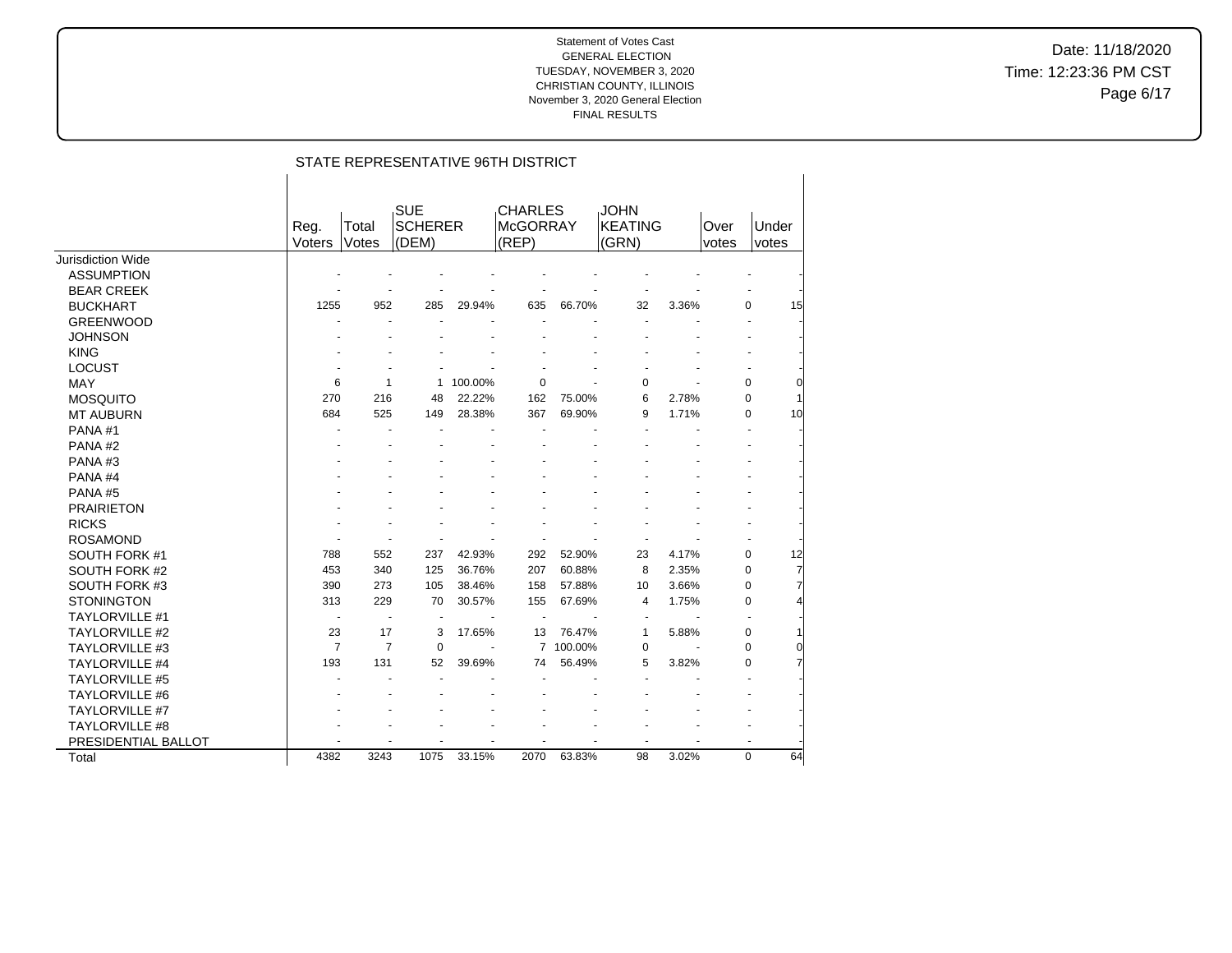Statement of Votes Cast
GENERAL ELECTION
TUESDAY, NOVEMBER 3, 2020
CHRISTIAN COUNTY, ILLINOIS
November 3, 2020 General Election
FINAL RESULTS

Date: 11/18/2020
Time: 12:23:36 PM CST

## STATE REPRESENTATIVE 96TH DISTRICT

| | Reg. Voters | Total Votes | SUE SCHERER (DEM) | | CHARLES McGORRAY (REP) | | JOHN KEATING (GRN) | | Over votes | Under votes |
|---|---|---|---|---|---|---|---|---|---|---|
| Jurisdiction Wide | | | | | | | | | | |
| ASSUMPTION | - | - | - | - | - | - | - | - | - | - |
| BEAR CREEK | - | - | - | - | - | - | - | - | - | - |
| BUCKHART | 1255 | 952 | 285 | 29.94% | 635 | 66.70% | 32 | 3.36% | 0 | 15 |
| GREENWOOD | - | - | - | - | - | - | - | - | - | - |
| JOHNSON | - | - | - | - | - | - | - | - | - | - |
| KING | - | - | - | - | - | - | - | - | - | - |
| LOCUST | - | - | - | - | - | - | - | - | - | - |
| MAY | 6 | 1 | 1 | 100.00% | 0 | - | 0 | - | 0 | 0 |
| MOSQUITO | 270 | 216 | 48 | 22.22% | 162 | 75.00% | 6 | 2.78% | 0 | 1 |
| MT AUBURN | 684 | 525 | 149 | 28.38% | 367 | 69.90% | 9 | 1.71% | 0 | 10 |
| PANA #1 | - | - | - | - | - | - | - | - | - | - |
| PANA #2 | - | - | - | - | - | - | - | - | - | - |
| PANA #3 | - | - | - | - | - | - | - | - | - | - |
| PANA #4 | - | - | - | - | - | - | - | - | - | - |
| PANA #5 | - | - | - | - | - | - | - | - | - | - |
| PRAIRIETON | - | - | - | - | - | - | - | - | - | - |
| RICKS | - | - | - | - | - | - | - | - | - | - |
| ROSAMOND | - | - | - | - | - | - | - | - | - | - |
| SOUTH FORK #1 | 788 | 552 | 237 | 42.93% | 292 | 52.90% | 23 | 4.17% | 0 | 12 |
| SOUTH FORK #2 | 453 | 340 | 125 | 36.76% | 207 | 60.88% | 8 | 2.35% | 0 | 7 |
| SOUTH FORK #3 | 390 | 273 | 105 | 38.46% | 158 | 57.88% | 10 | 3.66% | 0 | 7 |
| STONINGTON | 313 | 229 | 70 | 30.57% | 155 | 67.69% | 4 | 1.75% | 0 | 4 |
| TAYLORVILLE #1 | - | - | - | - | - | - | - | - | - | - |
| TAYLORVILLE #2 | 23 | 17 | 3 | 17.65% | 13 | 76.47% | 1 | 5.88% | 0 | 1 |
| TAYLORVILLE #3 | 7 | 7 | 0 | - | 7 | 100.00% | 0 | - | 0 | 0 |
| TAYLORVILLE #4 | 193 | 131 | 52 | 39.69% | 74 | 56.49% | 5 | 3.82% | 0 | 7 |
| TAYLORVILLE #5 | - | - | - | - | - | - | - | - | - | - |
| TAYLORVILLE #6 | - | - | - | - | - | - | - | - | - | - |
| TAYLORVILLE #7 | - | - | - | - | - | - | - | - | - | - |
| TAYLORVILLE #8 | - | - | - | - | - | - | - | - | - | - |
| PRESIDENTIAL BALLOT | - | - | - | - | - | - | - | - | - | - |
| Total | 4382 | 3243 | 1075 | 33.15% | 2070 | 63.83% | 98 | 3.02% | 0 | 64 |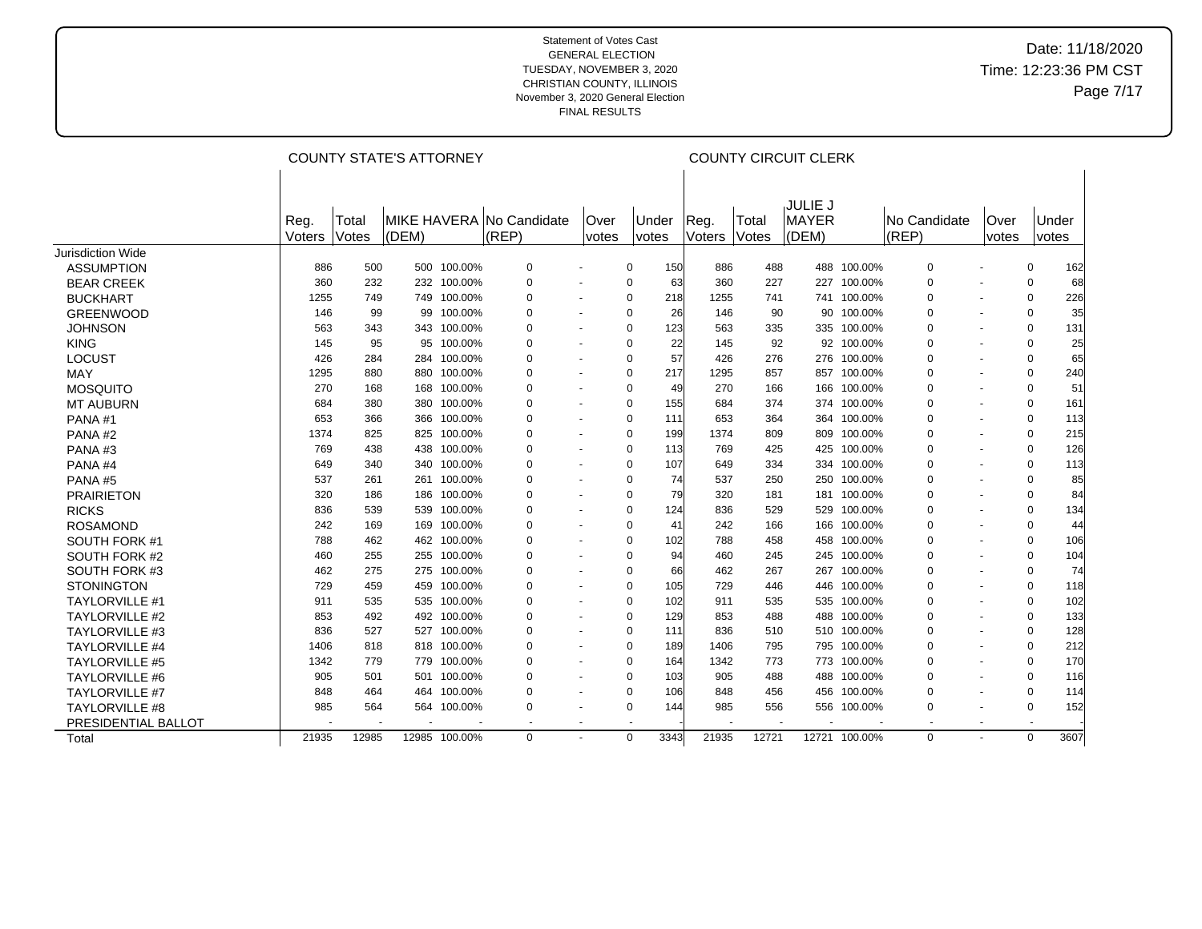Statement of Votes Cast
GENERAL ELECTION
TUESDAY, NOVEMBER 3, 2020
CHRISTIAN COUNTY, ILLINOIS
November 3, 2020 General Election
FINAL RESULTS

Date: 11/18/2020
Time: 12:23:36 PM CST

| | COUNTY STATE'S ATTORNEY | | | | | | | | COUNTY CIRCUIT CLERK | | | | | | | |
|---|---|---|---|---|---|---|---|---|---|---|---|---|---|---|---|---|
| | Reg. Voters | Total Votes | MIKE HAVERA (DEM) | | No Candidate (REP) | | Over votes | Under votes | Reg. Voters | Total Votes | JULIE J MAYER (DEM) | | No Candidate (REP) | | Over votes | Under votes |
| Jurisdiction Wide | | | | | | | | | | | | | | | | |
| ASSUMPTION | 886 | 500 | 500 | 100.00% | 0 | - | 0 | 150 | 886 | 488 | 488 | 100.00% | 0 | - | 0 | 162 |
| BEAR CREEK | 360 | 232 | 232 | 100.00% | 0 | - | 0 | 63 | 360 | 227 | 227 | 100.00% | 0 | - | 0 | 68 |
| BUCKHART | 1255 | 749 | 749 | 100.00% | 0 | - | 0 | 218 | 1255 | 741 | 741 | 100.00% | 0 | - | 0 | 226 |
| GREENWOOD | 146 | 99 | 99 | 100.00% | 0 | - | 0 | 26 | 146 | 90 | 90 | 100.00% | 0 | - | 0 | 35 |
| JOHNSON | 563 | 343 | 343 | 100.00% | 0 | - | 0 | 123 | 563 | 335 | 335 | 100.00% | 0 | - | 0 | 131 |
| KING | 145 | 95 | 95 | 100.00% | 0 | - | 0 | 22 | 145 | 92 | 92 | 100.00% | 0 | - | 0 | 25 |
| LOCUST | 426 | 284 | 284 | 100.00% | 0 | - | 0 | 57 | 426 | 276 | 276 | 100.00% | 0 | - | 0 | 65 |
| MAY | 1295 | 880 | 880 | 100.00% | 0 | - | 0 | 217 | 1295 | 857 | 857 | 100.00% | 0 | - | 0 | 240 |
| MOSQUITO | 270 | 168 | 168 | 100.00% | 0 | - | 0 | 49 | 270 | 166 | 166 | 100.00% | 0 | - | 0 | 51 |
| MT AUBURN | 684 | 380 | 380 | 100.00% | 0 | - | 0 | 155 | 684 | 374 | 374 | 100.00% | 0 | - | 0 | 161 |
| PANA #1 | 653 | 366 | 366 | 100.00% | 0 | - | 0 | 111 | 653 | 364 | 364 | 100.00% | 0 | - | 0 | 113 |
| PANA #2 | 1374 | 825 | 825 | 100.00% | 0 | - | 0 | 199 | 1374 | 809 | 809 | 100.00% | 0 | - | 0 | 215 |
| PANA #3 | 769 | 438 | 438 | 100.00% | 0 | - | 0 | 113 | 769 | 425 | 425 | 100.00% | 0 | - | 0 | 126 |
| PANA #4 | 649 | 340 | 340 | 100.00% | 0 | - | 0 | 107 | 649 | 334 | 334 | 100.00% | 0 | - | 0 | 113 |
| PANA #5 | 537 | 261 | 261 | 100.00% | 0 | - | 0 | 74 | 537 | 250 | 250 | 100.00% | 0 | - | 0 | 85 |
| PRAIRIETON | 320 | 186 | 186 | 100.00% | 0 | - | 0 | 79 | 320 | 181 | 181 | 100.00% | 0 | - | 0 | 84 |
| RICKS | 836 | 539 | 539 | 100.00% | 0 | - | 0 | 124 | 836 | 529 | 529 | 100.00% | 0 | - | 0 | 134 |
| ROSAMOND | 242 | 169 | 169 | 100.00% | 0 | - | 0 | 41 | 242 | 166 | 166 | 100.00% | 0 | - | 0 | 44 |
| SOUTH FORK #1 | 788 | 462 | 462 | 100.00% | 0 | - | 0 | 102 | 788 | 458 | 458 | 100.00% | 0 | - | 0 | 106 |
| SOUTH FORK #2 | 460 | 255 | 255 | 100.00% | 0 | - | 0 | 94 | 460 | 245 | 245 | 100.00% | 0 | - | 0 | 104 |
| SOUTH FORK #3 | 462 | 275 | 275 | 100.00% | 0 | - | 0 | 66 | 462 | 267 | 267 | 100.00% | 0 | - | 0 | 74 |
| STONINGTON | 729 | 459 | 459 | 100.00% | 0 | - | 0 | 105 | 729 | 446 | 446 | 100.00% | 0 | - | 0 | 118 |
| TAYLORVILLE #1 | 911 | 535 | 535 | 100.00% | 0 | - | 0 | 102 | 911 | 535 | 535 | 100.00% | 0 | - | 0 | 102 |
| TAYLORVILLE #2 | 853 | 492 | 492 | 100.00% | 0 | - | 0 | 129 | 853 | 488 | 488 | 100.00% | 0 | - | 0 | 133 |
| TAYLORVILLE #3 | 836 | 527 | 527 | 100.00% | 0 | - | 0 | 111 | 836 | 510 | 510 | 100.00% | 0 | - | 0 | 128 |
| TAYLORVILLE #4 | 1406 | 818 | 818 | 100.00% | 0 | - | 0 | 189 | 1406 | 795 | 795 | 100.00% | 0 | - | 0 | 212 |
| TAYLORVILLE #5 | 1342 | 779 | 779 | 100.00% | 0 | - | 0 | 164 | 1342 | 773 | 773 | 100.00% | 0 | - | 0 | 170 |
| TAYLORVILLE #6 | 905 | 501 | 501 | 100.00% | 0 | - | 0 | 103 | 905 | 488 | 488 | 100.00% | 0 | - | 0 | 116 |
| TAYLORVILLE #7 | 848 | 464 | 464 | 100.00% | 0 | - | 0 | 106 | 848 | 456 | 456 | 100.00% | 0 | - | 0 | 114 |
| TAYLORVILLE #8 | 985 | 564 | 564 | 100.00% | 0 | - | 0 | 144 | 985 | 556 | 556 | 100.00% | 0 | - | 0 | 152 |
| PRESIDENTIAL BALLOT | - | - | - | - | - | - | - | - | - | - | - | - | - | - | - | - |
| Total | 21935 | 12985 | 12985 | 100.00% | 0 | - | 0 | 3343 | 21935 | 12721 | 12721 | 100.00% | 0 | - | 0 | 3607 |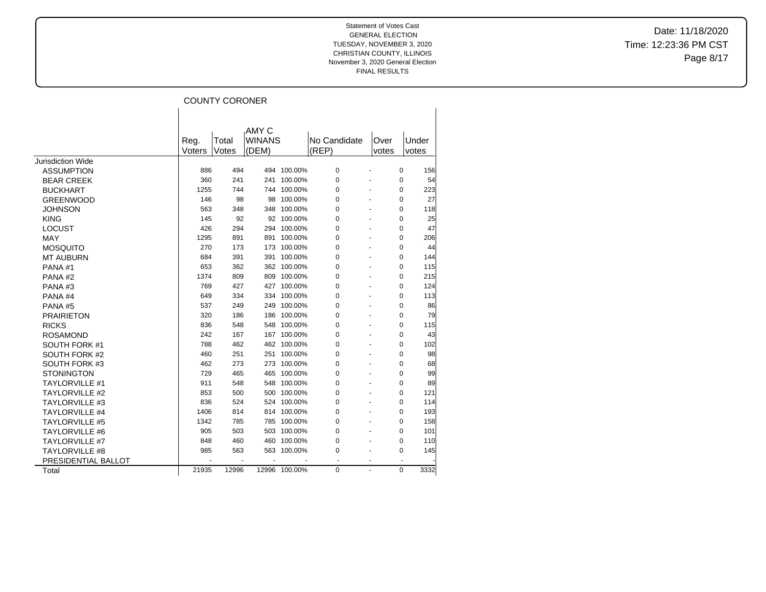Statement of Votes Cast
GENERAL ELECTION
TUESDAY, NOVEMBER 3, 2020
CHRISTIAN COUNTY, ILLINOIS
November 3, 2020 General Election
FINAL RESULTS

Date: 11/18/2020
Time: 12:23:36 PM CST

## COUNTY CORONER

| | Reg. Voters | Total Votes | AMY C WINANS (DEM) | | No Candidate (REP) | | Over votes | Under votes |
|---|---|---|---|---|---|---|---|---|
| Jurisdiction Wide | | | | | | | | |
| ASSUMPTION | 886 | 494 | 494 | 100.00% | 0 | - | 0 | 156 |
| BEAR CREEK | 360 | 241 | 241 | 100.00% | 0 | - | 0 | 54 |
| BUCKHART | 1255 | 744 | 744 | 100.00% | 0 | - | 0 | 223 |
| GREENWOOD | 146 | 98 | 98 | 100.00% | 0 | - | 0 | 27 |
| JOHNSON | 563 | 348 | 348 | 100.00% | 0 | - | 0 | 118 |
| KING | 145 | 92 | 92 | 100.00% | 0 | - | 0 | 25 |
| LOCUST | 426 | 294 | 294 | 100.00% | 0 | - | 0 | 47 |
| MAY | 1295 | 891 | 891 | 100.00% | 0 | - | 0 | 206 |
| MOSQUITO | 270 | 173 | 173 | 100.00% | 0 | - | 0 | 44 |
| MT AUBURN | 684 | 391 | 391 | 100.00% | 0 | - | 0 | 144 |
| PANA #1 | 653 | 362 | 362 | 100.00% | 0 | - | 0 | 115 |
| PANA #2 | 1374 | 809 | 809 | 100.00% | 0 | - | 0 | 215 |
| PANA #3 | 769 | 427 | 427 | 100.00% | 0 | - | 0 | 124 |
| PANA #4 | 649 | 334 | 334 | 100.00% | 0 | - | 0 | 113 |
| PANA #5 | 537 | 249 | 249 | 100.00% | 0 | - | 0 | 86 |
| PRAIRIETON | 320 | 186 | 186 | 100.00% | 0 | - | 0 | 79 |
| RICKS | 836 | 548 | 548 | 100.00% | 0 | - | 0 | 115 |
| ROSAMOND | 242 | 167 | 167 | 100.00% | 0 | - | 0 | 43 |
| SOUTH FORK #1 | 788 | 462 | 462 | 100.00% | 0 | - | 0 | 102 |
| SOUTH FORK #2 | 460 | 251 | 251 | 100.00% | 0 | - | 0 | 98 |
| SOUTH FORK #3 | 462 | 273 | 273 | 100.00% | 0 | - | 0 | 68 |
| STONINGTON | 729 | 465 | 465 | 100.00% | 0 | - | 0 | 99 |
| TAYLORVILLE #1 | 911 | 548 | 548 | 100.00% | 0 | - | 0 | 89 |
| TAYLORVILLE #2 | 853 | 500 | 500 | 100.00% | 0 | - | 0 | 121 |
| TAYLORVILLE #3 | 836 | 524 | 524 | 100.00% | 0 | - | 0 | 114 |
| TAYLORVILLE #4 | 1406 | 814 | 814 | 100.00% | 0 | - | 0 | 193 |
| TAYLORVILLE #5 | 1342 | 785 | 785 | 100.00% | 0 | - | 0 | 158 |
| TAYLORVILLE #6 | 905 | 503 | 503 | 100.00% | 0 | - | 0 | 101 |
| TAYLORVILLE #7 | 848 | 460 | 460 | 100.00% | 0 | - | 0 | 110 |
| TAYLORVILLE #8 | 985 | 563 | 563 | 100.00% | 0 | - | 0 | 145 |
| PRESIDENTIAL BALLOT | - | - | - | - | - | - | - | - |
| Total | 21935 | 12996 | 12996 | 100.00% | 0 | - | 0 | 3332 |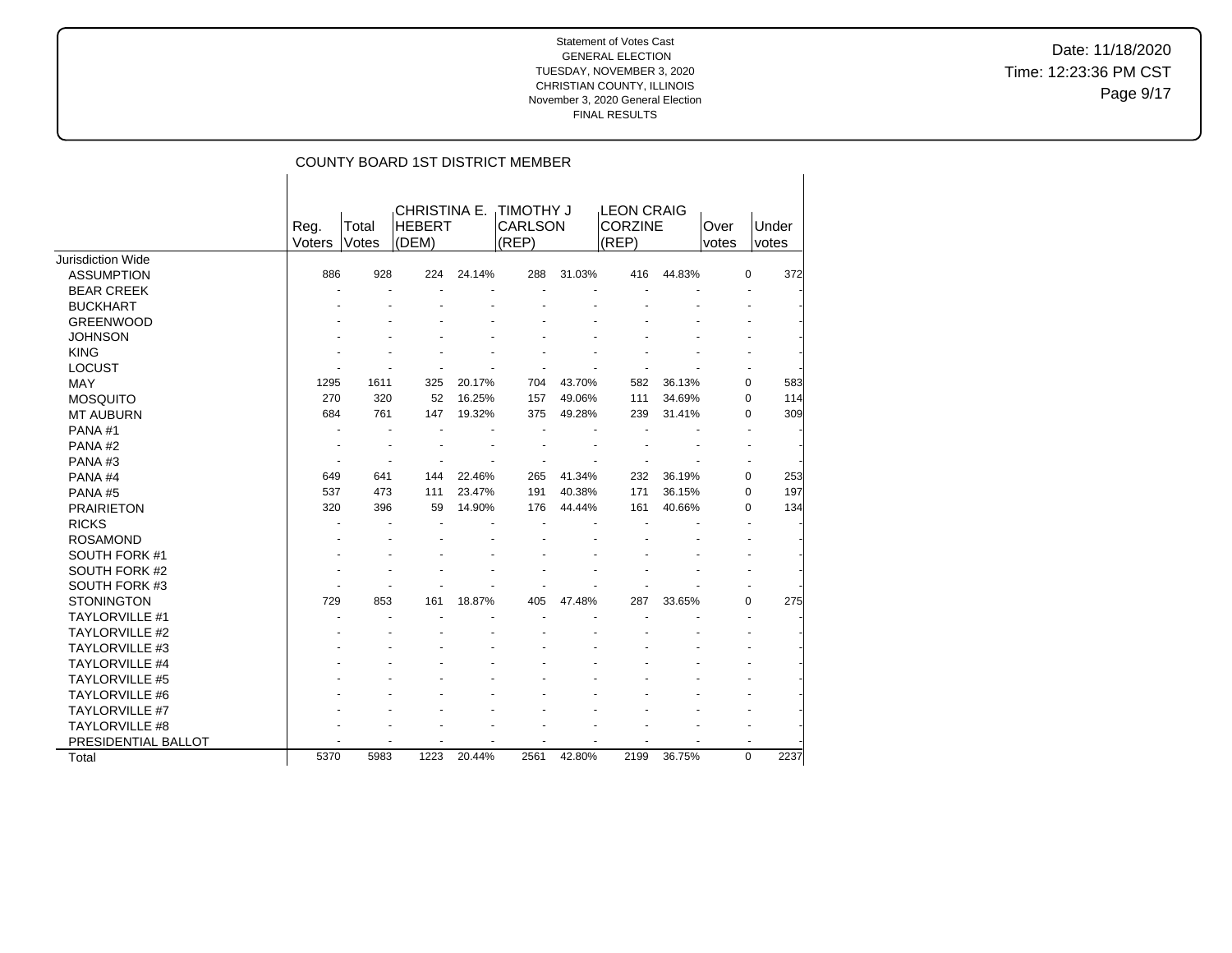Statement of Votes Cast
GENERAL ELECTION
TUESDAY, NOVEMBER 3, 2020
CHRISTIAN COUNTY, ILLINOIS
November 3, 2020 General Election
FINAL RESULTS

Date: 11/18/2020
Time: 12:23:36 PM CST

## COUNTY BOARD 1ST DISTRICT MEMBER

| | Reg. Voters | Total Votes | CHRISTINA E. HEBERT (DEM) | | TIMOTHY J CARLSON (REP) | | LEON CRAIG CORZINE (REP) | | Over votes | Under votes |
|---|---|---|---|---|---|---|---|---|---|---|
| Jurisdiction Wide | | | | | | | | | | |
| ASSUMPTION | 886 | 928 | 224 | 24.14% | 288 | 31.03% | 416 | 44.83% | 0 | 372 |
| BEAR CREEK | - | - | - | - | - | - | - | - | - | - |
| BUCKHART | - | - | - | - | - | - | - | - | - | - |
| GREENWOOD | - | - | - | - | - | - | - | - | - | - |
| JOHNSON | - | - | - | - | - | - | - | - | - | - |
| KING | - | - | - | - | - | - | - | - | - | - |
| LOCUST | - | - | - | - | - | - | - | - | - | - |
| MAY | 1295 | 1611 | 325 | 20.17% | 704 | 43.70% | 582 | 36.13% | 0 | 583 |
| MOSQUITO | 270 | 320 | 52 | 16.25% | 157 | 49.06% | 111 | 34.69% | 0 | 114 |
| MT AUBURN | 684 | 761 | 147 | 19.32% | 375 | 49.28% | 239 | 31.41% | 0 | 309 |
| PANA #1 | - | - | - | - | - | - | - | - | - | - |
| PANA #2 | - | - | - | - | - | - | - | - | - | - |
| PANA #3 | - | - | - | - | - | - | - | - | - | - |
| PANA #4 | 649 | 641 | 144 | 22.46% | 265 | 41.34% | 232 | 36.19% | 0 | 253 |
| PANA #5 | 537 | 473 | 111 | 23.47% | 191 | 40.38% | 171 | 36.15% | 0 | 197 |
| PRAIRIETON | 320 | 396 | 59 | 14.90% | 176 | 44.44% | 161 | 40.66% | 0 | 134 |
| RICKS | - | - | - | - | - | - | - | - | - | - |
| ROSAMOND | - | - | - | - | - | - | - | - | - | - |
| SOUTH FORK #1 | - | - | - | - | - | - | - | - | - | - |
| SOUTH FORK #2 | - | - | - | - | - | - | - | - | - | - |
| SOUTH FORK #3 | - | - | - | - | - | - | - | - | - | - |
| STONINGTON | 729 | 853 | 161 | 18.87% | 405 | 47.48% | 287 | 33.65% | 0 | 275 |
| TAYLORVILLE #1 | - | - | - | - | - | - | - | - | - | - |
| TAYLORVILLE #2 | - | - | - | - | - | - | - | - | - | - |
| TAYLORVILLE #3 | - | - | - | - | - | - | - | - | - | - |
| TAYLORVILLE #4 | - | - | - | - | - | - | - | - | - | - |
| TAYLORVILLE #5 | - | - | - | - | - | - | - | - | - | - |
| TAYLORVILLE #6 | - | - | - | - | - | - | - | - | - | - |
| TAYLORVILLE #7 | - | - | - | - | - | - | - | - | - | - |
| TAYLORVILLE #8 | - | - | - | - | - | - | - | - | - | - |
| PRESIDENTIAL BALLOT | - | - | - | - | - | - | - | - | - | - |
| Total | 5370 | 5983 | 1223 | 20.44% | 2561 | 42.80% | 2199 | 36.75% | 0 | 2237 |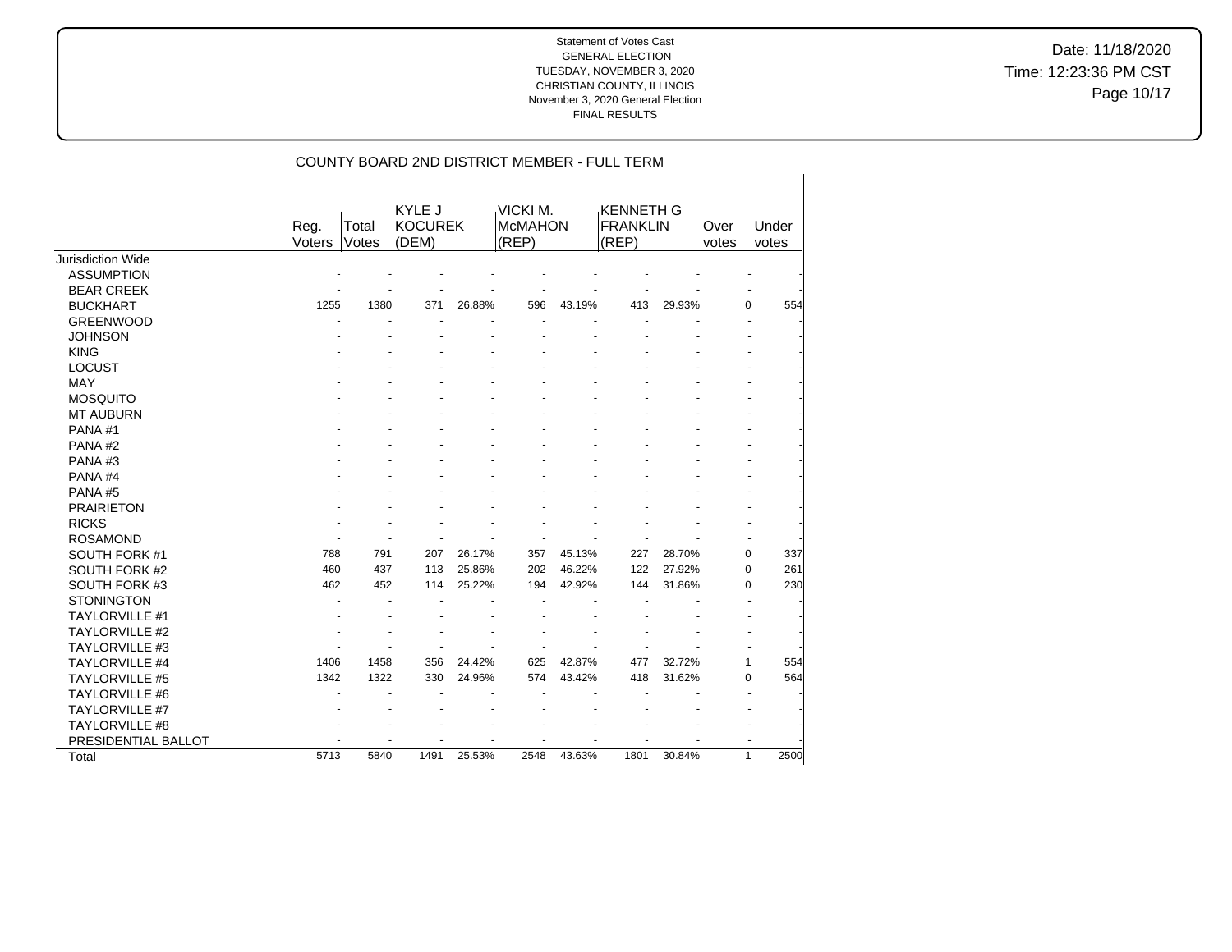Statement of Votes Cast
GENERAL ELECTION
TUESDAY, NOVEMBER 3, 2020
CHRISTIAN COUNTY, ILLINOIS
November 3, 2020 General Election
FINAL RESULTS

Date: 11/18/2020
Time: 12:23:36 PM CST

## COUNTY BOARD 2ND DISTRICT MEMBER - FULL TERM

| | Reg. Voters | Total Votes | KYLE J KOCUREK (DEM) | | VICKI M. McMAHON (REP) | | KENNETH G FRANKLIN (REP) | | Over votes | Under votes |
|---|---|---|---|---|---|---|---|---|---|---|
| Jurisdiction Wide | | | | | | | | | | |
| ASSUMPTION | - | - | - | - | - | - | - | - | - | - |
| BEAR CREEK | - | - | - | - | - | - | - | - | - | - |
| BUCKHART | 1255 | 1380 | 371 | 26.88% | 596 | 43.19% | 413 | 29.93% | 0 | 554 |
| GREENWOOD | - | - | - | - | - | - | - | - | - | - |
| JOHNSON | - | - | - | - | - | - | - | - | - | - |
| KING | - | - | - | - | - | - | - | - | - | - |
| LOCUST | - | - | - | - | - | - | - | - | - | - |
| MAY | - | - | - | - | - | - | - | - | - | - |
| MOSQUITO | - | - | - | - | - | - | - | - | - | - |
| MT AUBURN | - | - | - | - | - | - | - | - | - | - |
| PANA #1 | - | - | - | - | - | - | - | - | - | - |
| PANA #2 | - | - | - | - | - | - | - | - | - | - |
| PANA #3 | - | - | - | - | - | - | - | - | - | - |
| PANA #4 | - | - | - | - | - | - | - | - | - | - |
| PANA #5 | - | - | - | - | - | - | - | - | - | - |
| PRAIRIETON | - | - | - | - | - | - | - | - | - | - |
| RICKS | - | - | - | - | - | - | - | - | - | - |
| ROSAMOND | - | - | - | - | - | - | - | - | - | - |
| SOUTH FORK #1 | 788 | 791 | 207 | 26.17% | 357 | 45.13% | 227 | 28.70% | 0 | 337 |
| SOUTH FORK #2 | 460 | 437 | 113 | 25.86% | 202 | 46.22% | 122 | 27.92% | 0 | 261 |
| SOUTH FORK #3 | 462 | 452 | 114 | 25.22% | 194 | 42.92% | 144 | 31.86% | 0 | 230 |
| STONINGTON | - | - | - | - | - | - | - | - | - | - |
| TAYLORVILLE #1 | - | - | - | - | - | - | - | - | - | - |
| TAYLORVILLE #2 | - | - | - | - | - | - | - | - | - | - |
| TAYLORVILLE #3 | - | - | - | - | - | - | - | - | - | - |
| TAYLORVILLE #4 | 1406 | 1458 | 356 | 24.42% | 625 | 42.87% | 477 | 32.72% | 1 | 554 |
| TAYLORVILLE #5 | 1342 | 1322 | 330 | 24.96% | 574 | 43.42% | 418 | 31.62% | 0 | 564 |
| TAYLORVILLE #6 | - | - | - | - | - | - | - | - | - | - |
| TAYLORVILLE #7 | - | - | - | - | - | - | - | - | - | - |
| TAYLORVILLE #8 | - | - | - | - | - | - | - | - | - | - |
| PRESIDENTIAL BALLOT | - | - | - | - | - | - | - | - | - | - |
| Total | 5713 | 5840 | 1491 | 25.53% | 2548 | 43.63% | 1801 | 30.84% | 1 | 2500 |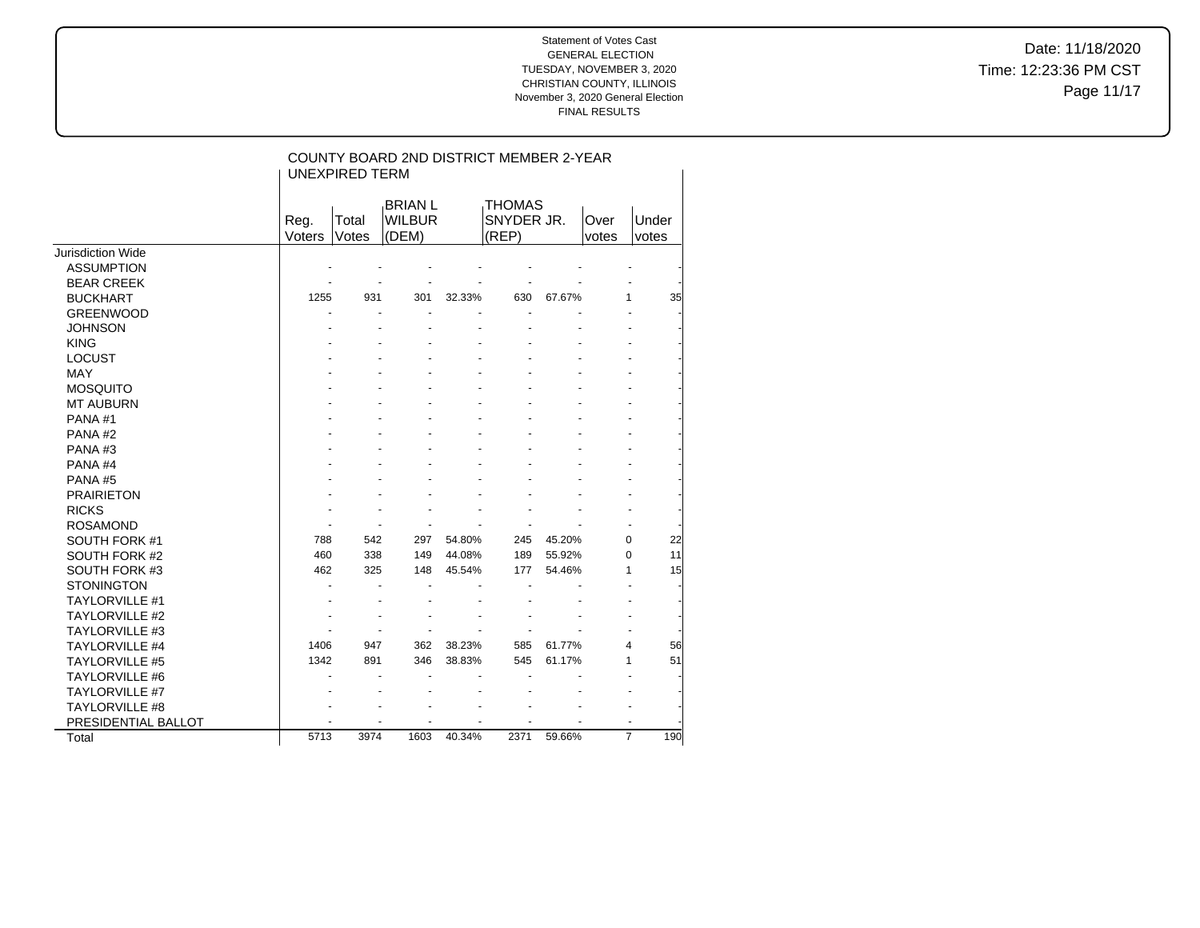Statement of Votes Cast
GENERAL ELECTION
TUESDAY, NOVEMBER 3, 2020
CHRISTIAN COUNTY, ILLINOIS
November 3, 2020 General Election
FINAL RESULTS

Date: 11/18/2020
Time: 12:23:36 PM CST

## COUNTY BOARD 2ND DISTRICT MEMBER 2-YEAR UNEXPIRED TERM

| | Reg. Voters | Total Votes | BRIAN L WILBUR (DEM) | | THOMAS SNYDER JR. (REP) | | Over votes | Under votes |
|---|---|---|---|---|---|---|---|---|
| Jurisdiction Wide | | | | | | | | |
| ASSUMPTION | - | - | - | - | - | - | - | - |
| BEAR CREEK | - | - | - | - | - | - | - | - |
| BUCKHART | 1255 | 931 | 301 | 32.33% | 630 | 67.67% | 1 | 35 |
| GREENWOOD | - | - | - | - | - | - | - | - |
| JOHNSON | - | - | - | - | - | - | - | - |
| KING | - | - | - | - | - | - | - | - |
| LOCUST | - | - | - | - | - | - | - | - |
| MAY | - | - | - | - | - | - | - | - |
| MOSQUITO | - | - | - | - | - | - | - | - |
| MT AUBURN | - | - | - | - | - | - | - | - |
| PANA #1 | - | - | - | - | - | - | - | - |
| PANA #2 | - | - | - | - | - | - | - | - |
| PANA #3 | - | - | - | - | - | - | - | - |
| PANA #4 | - | - | - | - | - | - | - | - |
| PANA #5 | - | - | - | - | - | - | - | - |
| PRAIRIETON | - | - | - | - | - | - | - | - |
| RICKS | - | - | - | - | - | - | - | - |
| ROSAMOND | - | - | - | - | - | - | - | - |
| SOUTH FORK #1 | 788 | 542 | 297 | 54.80% | 245 | 45.20% | 0 | 22 |
| SOUTH FORK #2 | 460 | 338 | 149 | 44.08% | 189 | 55.92% | 0 | 11 |
| SOUTH FORK #3 | 462 | 325 | 148 | 45.54% | 177 | 54.46% | 1 | 15 |
| STONINGTON | - | - | - | - | - | - | - | - |
| TAYLORVILLE #1 | - | - | - | - | - | - | - | - |
| TAYLORVILLE #2 | - | - | - | - | - | - | - | - |
| TAYLORVILLE #3 | - | - | - | - | - | - | - | - |
| TAYLORVILLE #4 | 1406 | 947 | 362 | 38.23% | 585 | 61.77% | 4 | 56 |
| TAYLORVILLE #5 | 1342 | 891 | 346 | 38.83% | 545 | 61.17% | 1 | 51 |
| TAYLORVILLE #6 | - | - | - | - | - | - | - | - |
| TAYLORVILLE #7 | - | - | - | - | - | - | - | - |
| TAYLORVILLE #8 | - | - | - | - | - | - | - | - |
| PRESIDENTIAL BALLOT | - | - | - | - | - | - | - | - |
| Total | 5713 | 3974 | 1603 | 40.34% | 2371 | 59.66% | 7 | 190 |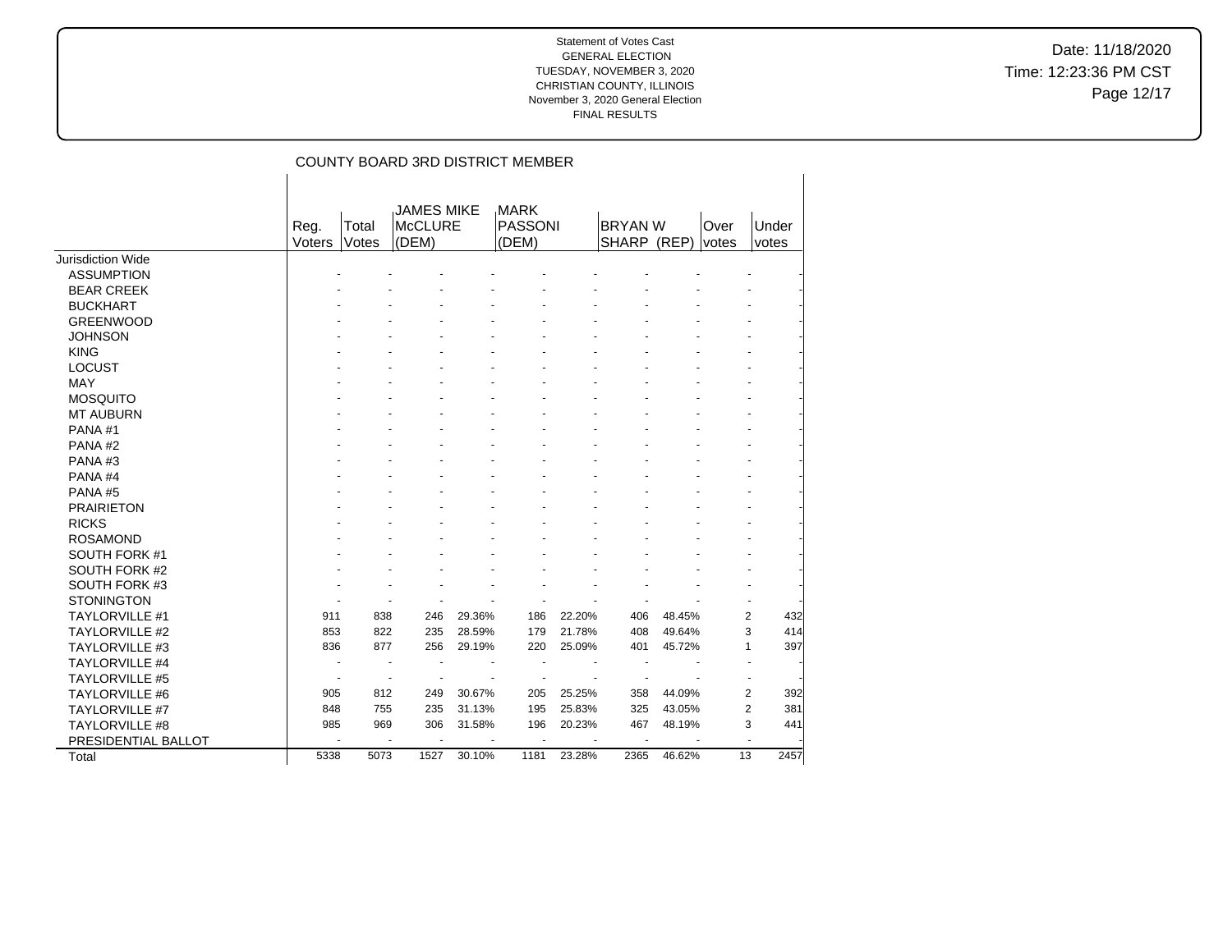Statement of Votes Cast
GENERAL ELECTION
TUESDAY, NOVEMBER 3, 2020
CHRISTIAN COUNTY, ILLINOIS
November 3, 2020 General Election
FINAL RESULTS

Date: 11/18/2020
Time: 12:23:36 PM CST

## COUNTY BOARD 3RD DISTRICT MEMBER

| | Reg. Voters | Total Votes | JAMES MIKE McCLURE (DEM) | | MARK PASSONI (DEM) | | BRYAN W SHARP (REP) | | Over votes | Under votes |
|---|---|---|---|---|---|---|---|---|---|---|
| Jurisdiction Wide | | | | | | | | | | |
| ASSUMPTION | - | - | - | - | - | - | - | - | - | - |
| BEAR CREEK | - | - | - | - | - | - | - | - | - | - |
| BUCKHART | - | - | - | - | - | - | - | - | - | - |
| GREENWOOD | - | - | - | - | - | - | - | - | - | - |
| JOHNSON | - | - | - | - | - | - | - | - | - | - |
| KING | - | - | - | - | - | - | - | - | - | - |
| LOCUST | - | - | - | - | - | - | - | - | - | - |
| MAY | - | - | - | - | - | - | - | - | - | - |
| MOSQUITO | - | - | - | - | - | - | - | - | - | - |
| MT AUBURN | - | - | - | - | - | - | - | - | - | - |
| PANA #1 | - | - | - | - | - | - | - | - | - | - |
| PANA #2 | - | - | - | - | - | - | - | - | - | - |
| PANA #3 | - | - | - | - | - | - | - | - | - | - |
| PANA #4 | - | - | - | - | - | - | - | - | - | - |
| PANA #5 | - | - | - | - | - | - | - | - | - | - |
| PRAIRIETON | - | - | - | - | - | - | - | - | - | - |
| RICKS | - | - | - | - | - | - | - | - | - | - |
| ROSAMOND | - | - | - | - | - | - | - | - | - | - |
| SOUTH FORK #1 | - | - | - | - | - | - | - | - | - | - |
| SOUTH FORK #2 | - | - | - | - | - | - | - | - | - | - |
| SOUTH FORK #3 | - | - | - | - | - | - | - | - | - | - |
| STONINGTON | - | - | - | - | - | - | - | - | - | - |
| TAYLORVILLE #1 | 911 | 838 | 246 | 29.36% | 186 | 22.20% | 406 | 48.45% | 2 | 432 |
| TAYLORVILLE #2 | 853 | 822 | 235 | 28.59% | 179 | 21.78% | 408 | 49.64% | 3 | 414 |
| TAYLORVILLE #3 | 836 | 877 | 256 | 29.19% | 220 | 25.09% | 401 | 45.72% | 1 | 397 |
| TAYLORVILLE #4 | - | - | - | - | - | - | - | - | - | - |
| TAYLORVILLE #5 | - | - | - | - | - | - | - | - | - | - |
| TAYLORVILLE #6 | 905 | 812 | 249 | 30.67% | 205 | 25.25% | 358 | 44.09% | 2 | 392 |
| TAYLORVILLE #7 | 848 | 755 | 235 | 31.13% | 195 | 25.83% | 325 | 43.05% | 2 | 381 |
| TAYLORVILLE #8 | 985 | 969 | 306 | 31.58% | 196 | 20.23% | 467 | 48.19% | 3 | 441 |
| PRESIDENTIAL BALLOT | - | - | - | - | - | - | - | - | - | - |
| Total | 5338 | 5073 | 1527 | 30.10% | 1181 | 23.28% | 2365 | 46.62% | 13 | 2457 |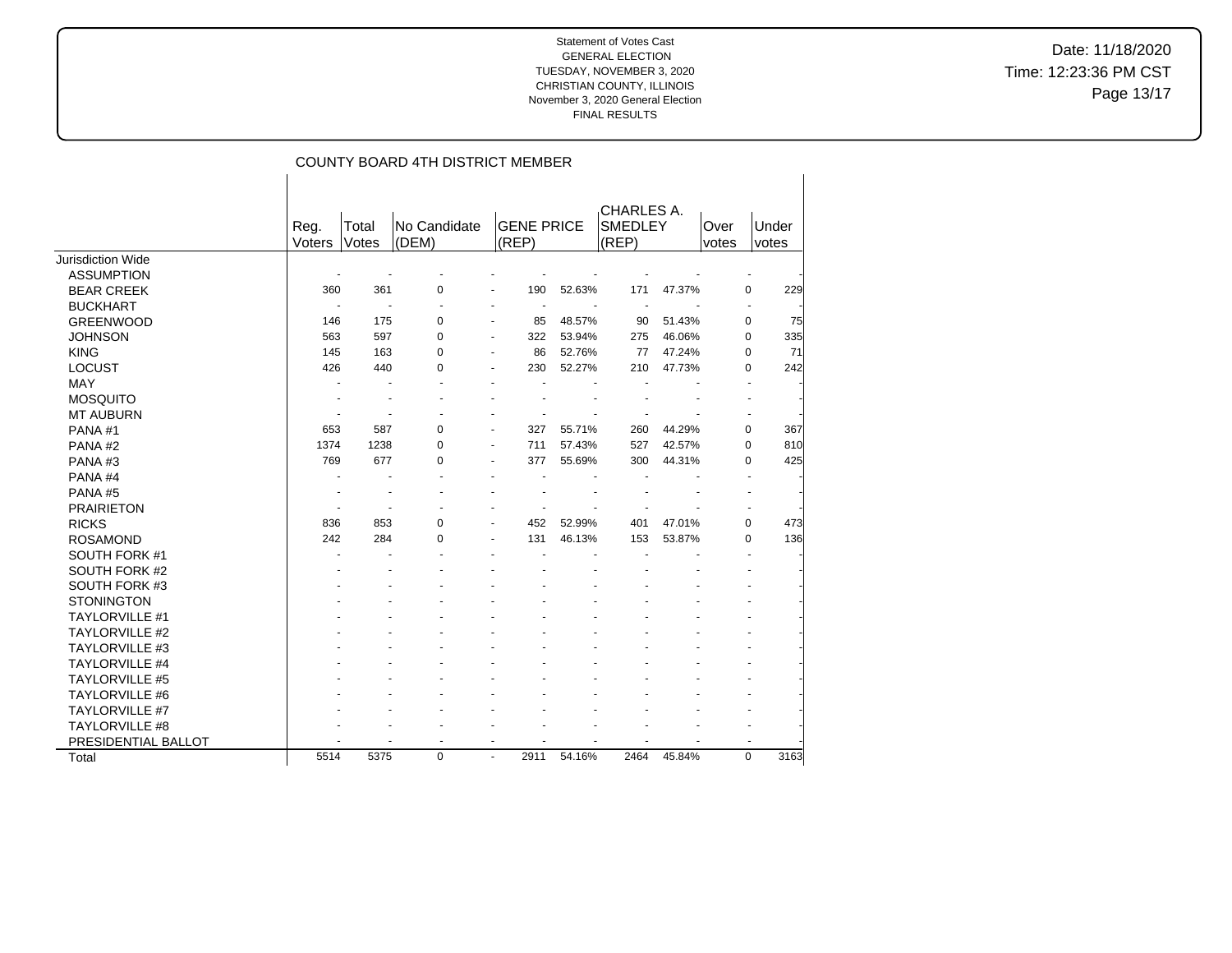Statement of Votes Cast
GENERAL ELECTION
TUESDAY, NOVEMBER 3, 2020
CHRISTIAN COUNTY, ILLINOIS
November 3, 2020 General Election
FINAL RESULTS

Date: 11/18/2020
Time: 12:23:36 PM CST

## COUNTY BOARD 4TH DISTRICT MEMBER

| | Reg. Voters | Total Votes | No Candidate (DEM) | | GENE PRICE (REP) | | CHARLES A. SMEDLEY (REP) | | Over votes | Under votes |
|---|---|---|---|---|---|---|---|---|---|---|
| Jurisdiction Wide | | | | | | | | | | |
| ASSUMPTION | - | - | - | - | - | - | - | - | - | - |
| BEAR CREEK | 360 | 361 | 0 | - | 190 | 52.63% | 171 | 47.37% | 0 | 229 |
| BUCKHART | - | - | - | - | - | - | - | - | - | - |
| GREENWOOD | 146 | 175 | 0 | - | 85 | 48.57% | 90 | 51.43% | 0 | 75 |
| JOHNSON | 563 | 597 | 0 | - | 322 | 53.94% | 275 | 46.06% | 0 | 335 |
| KING | 145 | 163 | 0 | - | 86 | 52.76% | 77 | 47.24% | 0 | 71 |
| LOCUST | 426 | 440 | 0 | - | 230 | 52.27% | 210 | 47.73% | 0 | 242 |
| MAY | - | - | - | - | - | - | - | - | - | - |
| MOSQUITO | - | - | - | - | - | - | - | - | - | - |
| MT AUBURN | - | - | - | - | - | - | - | - | - | - |
| PANA #1 | 653 | 587 | 0 | - | 327 | 55.71% | 260 | 44.29% | 0 | 367 |
| PANA #2 | 1374 | 1238 | 0 | - | 711 | 57.43% | 527 | 42.57% | 0 | 810 |
| PANA #3 | 769 | 677 | 0 | - | 377 | 55.69% | 300 | 44.31% | 0 | 425 |
| PANA #4 | - | - | - | - | - | - | - | - | - | - |
| PANA #5 | - | - | - | - | - | - | - | - | - | - |
| PRAIRIETON | - | - | - | - | - | - | - | - | - | - |
| RICKS | 836 | 853 | 0 | - | 452 | 52.99% | 401 | 47.01% | 0 | 473 |
| ROSAMOND | 242 | 284 | 0 | - | 131 | 46.13% | 153 | 53.87% | 0 | 136 |
| SOUTH FORK #1 | - | - | - | - | - | - | - | - | - | - |
| SOUTH FORK #2 | - | - | - | - | - | - | - | - | - | - |
| SOUTH FORK #3 | - | - | - | - | - | - | - | - | - | - |
| STONINGTON | - | - | - | - | - | - | - | - | - | - |
| TAYLORVILLE #1 | - | - | - | - | - | - | - | - | - | - |
| TAYLORVILLE #2 | - | - | - | - | - | - | - | - | - | - |
| TAYLORVILLE #3 | - | - | - | - | - | - | - | - | - | - |
| TAYLORVILLE #4 | - | - | - | - | - | - | - | - | - | - |
| TAYLORVILLE #5 | - | - | - | - | - | - | - | - | - | - |
| TAYLORVILLE #6 | - | - | - | - | - | - | - | - | - | - |
| TAYLORVILLE #7 | - | - | - | - | - | - | - | - | - | - |
| TAYLORVILLE #8 | - | - | - | - | - | - | - | - | - | - |
| PRESIDENTIAL BALLOT | - | - | - | - | - | - | - | - | - | - |
| Total | 5514 | 5375 | 0 | - | 2911 | 54.16% | 2464 | 45.84% | 0 | 3163 |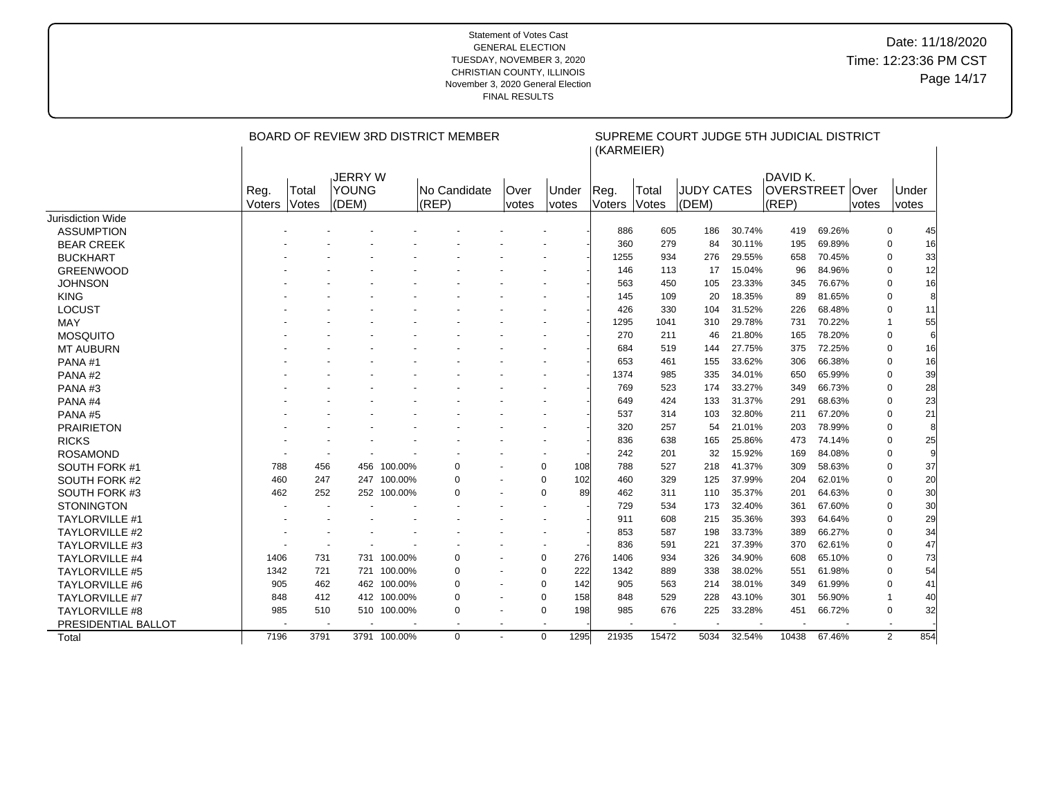Statement of Votes Cast
GENERAL ELECTION
TUESDAY, NOVEMBER 3, 2020
CHRISTIAN COUNTY, ILLINOIS
November 3, 2020 General Election
FINAL RESULTS

Date: 11/18/2020
Time: 12:23:36 PM CST

| | BOARD OF REVIEW 3RD DISTRICT MEMBER | | | | | | | | SUPREME COURT JUDGE 5TH JUDICIAL DISTRICT (KARMEIER) | | | | | | | |
|---|---|---|---|---|---|---|---|---|---|---|---|---|---|---|---|---|
| | Reg. Voters | Total Votes | JERRY W YOUNG (DEM) | | No Candidate (REP) | | Over votes | Under votes | Reg. Voters | Total Votes | JUDY CATES (DEM) | | DAVID K. OVERSTREET (REP) | | Over votes | Under votes |
| Jurisdiction Wide | | | | | | | | | | | | | | | | |
| ASSUMPTION | - | - | - | - | - | - | - | - | 886 | 605 | 186 | 30.74% | 419 | 69.26% | 0 | 45 |
| BEAR CREEK | - | - | - | - | - | - | - | - | 360 | 279 | 84 | 30.11% | 195 | 69.89% | 0 | 16 |
| BUCKHART | - | - | - | - | - | - | - | - | 1255 | 934 | 276 | 29.55% | 658 | 70.45% | 0 | 33 |
| GREENWOOD | - | - | - | - | - | - | - | - | 146 | 113 | 17 | 15.04% | 96 | 84.96% | 0 | 12 |
| JOHNSON | - | - | - | - | - | - | - | - | 563 | 450 | 105 | 23.33% | 345 | 76.67% | 0 | 16 |
| KING | - | - | - | - | - | - | - | - | 145 | 109 | 20 | 18.35% | 89 | 81.65% | 0 | 8 |
| LOCUST | - | - | - | - | - | - | - | - | 426 | 330 | 104 | 31.52% | 226 | 68.48% | 0 | 11 |
| MAY | - | - | - | - | - | - | - | - | 1295 | 1041 | 310 | 29.78% | 731 | 70.22% | 1 | 55 |
| MOSQUITO | - | - | - | - | - | - | - | - | 270 | 211 | 46 | 21.80% | 165 | 78.20% | 0 | 6 |
| MT AUBURN | - | - | - | - | - | - | - | - | 684 | 519 | 144 | 27.75% | 375 | 72.25% | 0 | 16 |
| PANA #1 | - | - | - | - | - | - | - | - | 653 | 461 | 155 | 33.62% | 306 | 66.38% | 0 | 16 |
| PANA #2 | - | - | - | - | - | - | - | - | 1374 | 985 | 335 | 34.01% | 650 | 65.99% | 0 | 39 |
| PANA #3 | - | - | - | - | - | - | - | - | 769 | 523 | 174 | 33.27% | 349 | 66.73% | 0 | 28 |
| PANA #4 | - | - | - | - | - | - | - | - | 649 | 424 | 133 | 31.37% | 291 | 68.63% | 0 | 23 |
| PANA #5 | - | - | - | - | - | - | - | - | 537 | 314 | 103 | 32.80% | 211 | 67.20% | 0 | 21 |
| PRAIRIETON | - | - | - | - | - | - | - | - | 320 | 257 | 54 | 21.01% | 203 | 78.99% | 0 | 8 |
| RICKS | - | - | - | - | - | - | - | - | 836 | 638 | 165 | 25.86% | 473 | 74.14% | 0 | 25 |
| ROSAMOND | - | - | - | - | - | - | - | - | 242 | 201 | 32 | 15.92% | 169 | 84.08% | 0 | 9 |
| SOUTH FORK #1 | 788 | 456 | 456 | 100.00% | 0 | - | 0 | 108 | 788 | 527 | 218 | 41.37% | 309 | 58.63% | 0 | 37 |
| SOUTH FORK #2 | 460 | 247 | 247 | 100.00% | 0 | - | 0 | 102 | 460 | 329 | 125 | 37.99% | 204 | 62.01% | 0 | 20 |
| SOUTH FORK #3 | 462 | 252 | 252 | 100.00% | 0 | - | 0 | 89 | 462 | 311 | 110 | 35.37% | 201 | 64.63% | 0 | 30 |
| STONINGTON | - | - | - | - | - | - | - | - | 729 | 534 | 173 | 32.40% | 361 | 67.60% | 0 | 30 |
| TAYLORVILLE #1 | - | - | - | - | - | - | - | - | 911 | 608 | 215 | 35.36% | 393 | 64.64% | 0 | 29 |
| TAYLORVILLE #2 | - | - | - | - | - | - | - | - | 853 | 587 | 198 | 33.73% | 389 | 66.27% | 0 | 34 |
| TAYLORVILLE #3 | - | - | - | - | - | - | - | - | 836 | 591 | 221 | 37.39% | 370 | 62.61% | 0 | 47 |
| TAYLORVILLE #4 | 1406 | 731 | 731 | 100.00% | 0 | - | 0 | 276 | 1406 | 934 | 326 | 34.90% | 608 | 65.10% | 0 | 73 |
| TAYLORVILLE #5 | 1342 | 721 | 721 | 100.00% | 0 | - | 0 | 222 | 1342 | 889 | 338 | 38.02% | 551 | 61.98% | 0 | 54 |
| TAYLORVILLE #6 | 905 | 462 | 462 | 100.00% | 0 | - | 0 | 142 | 905 | 563 | 214 | 38.01% | 349 | 61.99% | 0 | 41 |
| TAYLORVILLE #7 | 848 | 412 | 412 | 100.00% | 0 | - | 0 | 158 | 848 | 529 | 228 | 43.10% | 301 | 56.90% | 1 | 40 |
| TAYLORVILLE #8 | 985 | 510 | 510 | 100.00% | 0 | - | 0 | 198 | 985 | 676 | 225 | 33.28% | 451 | 66.72% | 0 | 32 |
| PRESIDENTIAL BALLOT | - | - | - | - | - | - | - | - | - | - | - | - | - | - | - | - |
| Total | 7196 | 3791 | 3791 | 100.00% | 0 | - | 0 | 1295 | 21935 | 15472 | 5034 | 32.54% | 10438 | 67.46% | 2 | 854 |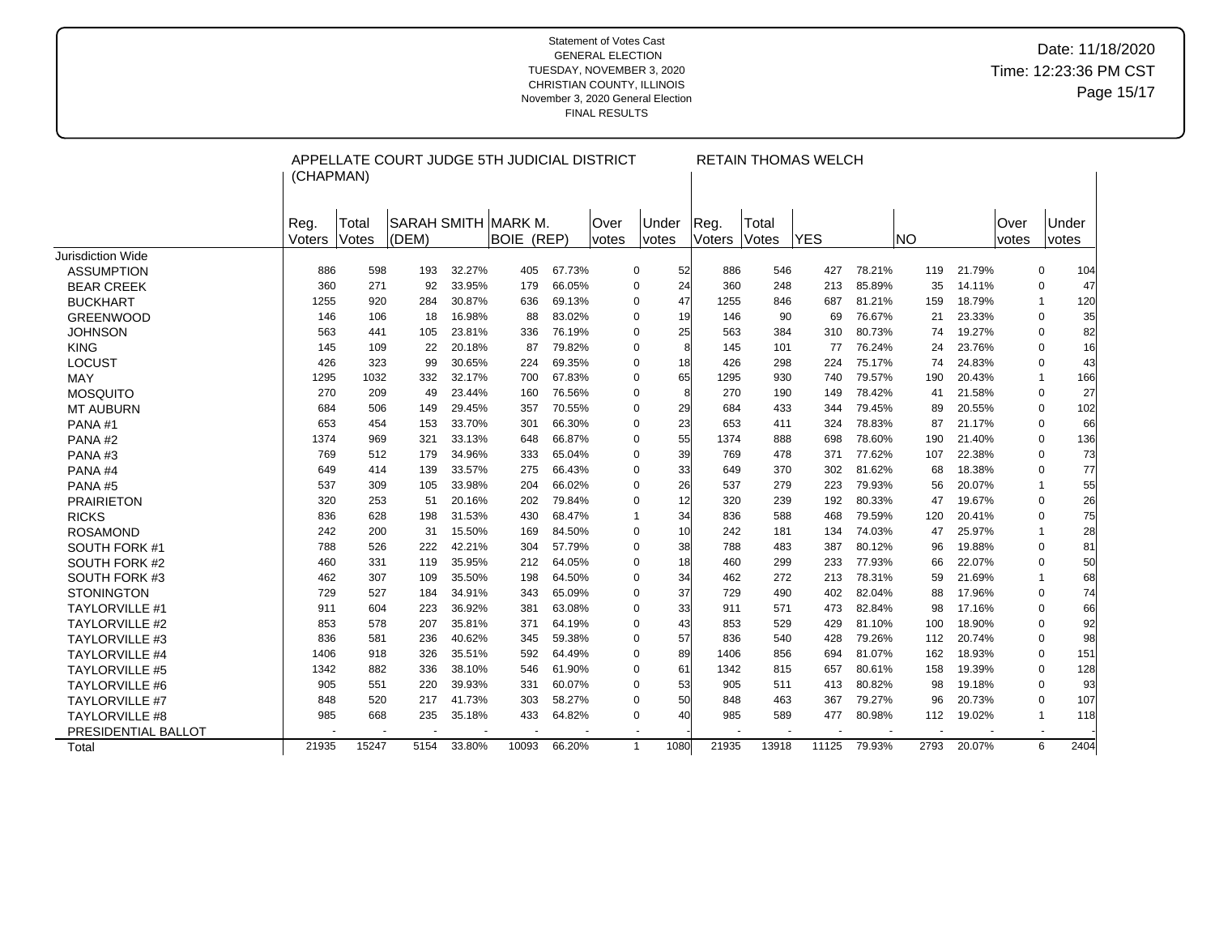Statement of Votes Cast
GENERAL ELECTION
TUESDAY, NOVEMBER 3, 2020
CHRISTIAN COUNTY, ILLINOIS
November 3, 2020 General Election
FINAL RESULTS

Date: 11/18/2020
Time: 12:23:36 PM CST

| | APPELLATE COURT JUDGE 5TH JUDICIAL DISTRICT (CHAPMAN) | | | | | | | | RETAIN THOMAS WELCH | | | | | | | |
|---|---|---|---|---|---|---|---|---|---|---|---|---|---|---|---|---|
| | Reg. Voters | Total Votes | SARAH SMITH (DEM) | | MARK M. BOIE (REP) | | Over votes | Under votes | Reg. Voters | Total Votes | YES | | NO | | Over votes | Under votes |
| Jurisdiction Wide | | | | | | | | | | | | | | | | |
| ASSUMPTION | 886 | 598 | 193 | 32.27% | 405 | 67.73% | 0 | 52 | 886 | 546 | 427 | 78.21% | 119 | 21.79% | 0 | 104 |
| BEAR CREEK | 360 | 271 | 92 | 33.95% | 179 | 66.05% | 0 | 24 | 360 | 248 | 213 | 85.89% | 35 | 14.11% | 0 | 47 |
| BUCKHART | 1255 | 920 | 284 | 30.87% | 636 | 69.13% | 0 | 47 | 1255 | 846 | 687 | 81.21% | 159 | 18.79% | 1 | 120 |
| GREENWOOD | 146 | 106 | 18 | 16.98% | 88 | 83.02% | 0 | 19 | 146 | 90 | 69 | 76.67% | 21 | 23.33% | 0 | 35 |
| JOHNSON | 563 | 441 | 105 | 23.81% | 336 | 76.19% | 0 | 25 | 563 | 384 | 310 | 80.73% | 74 | 19.27% | 0 | 82 |
| KING | 145 | 109 | 22 | 20.18% | 87 | 79.82% | 0 | 8 | 145 | 101 | 77 | 76.24% | 24 | 23.76% | 0 | 16 |
| LOCUST | 426 | 323 | 99 | 30.65% | 224 | 69.35% | 0 | 18 | 426 | 298 | 224 | 75.17% | 74 | 24.83% | 0 | 43 |
| MAY | 1295 | 1032 | 332 | 32.17% | 700 | 67.83% | 0 | 65 | 1295 | 930 | 740 | 79.57% | 190 | 20.43% | 1 | 166 |
| MOSQUITO | 270 | 209 | 49 | 23.44% | 160 | 76.56% | 0 | 8 | 270 | 190 | 149 | 78.42% | 41 | 21.58% | 0 | 27 |
| MT AUBURN | 684 | 506 | 149 | 29.45% | 357 | 70.55% | 0 | 29 | 684 | 433 | 344 | 79.45% | 89 | 20.55% | 0 | 102 |
| PANA #1 | 653 | 454 | 153 | 33.70% | 301 | 66.30% | 0 | 23 | 653 | 411 | 324 | 78.83% | 87 | 21.17% | 0 | 66 |
| PANA #2 | 1374 | 969 | 321 | 33.13% | 648 | 66.87% | 0 | 55 | 1374 | 888 | 698 | 78.60% | 190 | 21.40% | 0 | 136 |
| PANA #3 | 769 | 512 | 179 | 34.96% | 333 | 65.04% | 0 | 39 | 769 | 478 | 371 | 77.62% | 107 | 22.38% | 0 | 73 |
| PANA #4 | 649 | 414 | 139 | 33.57% | 275 | 66.43% | 0 | 33 | 649 | 370 | 302 | 81.62% | 68 | 18.38% | 0 | 77 |
| PANA #5 | 537 | 309 | 105 | 33.98% | 204 | 66.02% | 0 | 26 | 537 | 279 | 223 | 79.93% | 56 | 20.07% | 1 | 55 |
| PRAIRIETON | 320 | 253 | 51 | 20.16% | 202 | 79.84% | 0 | 12 | 320 | 239 | 192 | 80.33% | 47 | 19.67% | 0 | 26 |
| RICKS | 836 | 628 | 198 | 31.53% | 430 | 68.47% | 1 | 34 | 836 | 588 | 468 | 79.59% | 120 | 20.41% | 0 | 75 |
| ROSAMOND | 242 | 200 | 31 | 15.50% | 169 | 84.50% | 0 | 10 | 242 | 181 | 134 | 74.03% | 47 | 25.97% | 1 | 28 |
| SOUTH FORK #1 | 788 | 526 | 222 | 42.21% | 304 | 57.79% | 0 | 38 | 788 | 483 | 387 | 80.12% | 96 | 19.88% | 0 | 81 |
| SOUTH FORK #2 | 460 | 331 | 119 | 35.95% | 212 | 64.05% | 0 | 18 | 460 | 299 | 233 | 77.93% | 66 | 22.07% | 0 | 50 |
| SOUTH FORK #3 | 462 | 307 | 109 | 35.50% | 198 | 64.50% | 0 | 34 | 462 | 272 | 213 | 78.31% | 59 | 21.69% | 1 | 68 |
| STONINGTON | 729 | 527 | 184 | 34.91% | 343 | 65.09% | 0 | 37 | 729 | 490 | 402 | 82.04% | 88 | 17.96% | 0 | 74 |
| TAYLORVILLE #1 | 911 | 604 | 223 | 36.92% | 381 | 63.08% | 0 | 33 | 911 | 571 | 473 | 82.84% | 98 | 17.16% | 0 | 66 |
| TAYLORVILLE #2 | 853 | 578 | 207 | 35.81% | 371 | 64.19% | 0 | 43 | 853 | 529 | 429 | 81.10% | 100 | 18.90% | 0 | 92 |
| TAYLORVILLE #3 | 836 | 581 | 236 | 40.62% | 345 | 59.38% | 0 | 57 | 836 | 540 | 428 | 79.26% | 112 | 20.74% | 0 | 98 |
| TAYLORVILLE #4 | 1406 | 918 | 326 | 35.51% | 592 | 64.49% | 0 | 89 | 1406 | 856 | 694 | 81.07% | 162 | 18.93% | 0 | 151 |
| TAYLORVILLE #5 | 1342 | 882 | 336 | 38.10% | 546 | 61.90% | 0 | 61 | 1342 | 815 | 657 | 80.61% | 158 | 19.39% | 0 | 128 |
| TAYLORVILLE #6 | 905 | 551 | 220 | 39.93% | 331 | 60.07% | 0 | 53 | 905 | 511 | 413 | 80.82% | 98 | 19.18% | 0 | 93 |
| TAYLORVILLE #7 | 848 | 520 | 217 | 41.73% | 303 | 58.27% | 0 | 50 | 848 | 463 | 367 | 79.27% | 96 | 20.73% | 0 | 107 |
| TAYLORVILLE #8 | 985 | 668 | 235 | 35.18% | 433 | 64.82% | 0 | 40 | 985 | 589 | 477 | 80.98% | 112 | 19.02% | 1 | 118 |
| PRESIDENTIAL BALLOT | - | - | - | - | - | - | - | - | - | - | - | - | - | - | - | - |
| Total | 21935 | 15247 | 5154 | 33.80% | 10093 | 66.20% | 1 | 1080 | 21935 | 13918 | 11125 | 79.93% | 2793 | 20.07% | 6 | 2404 |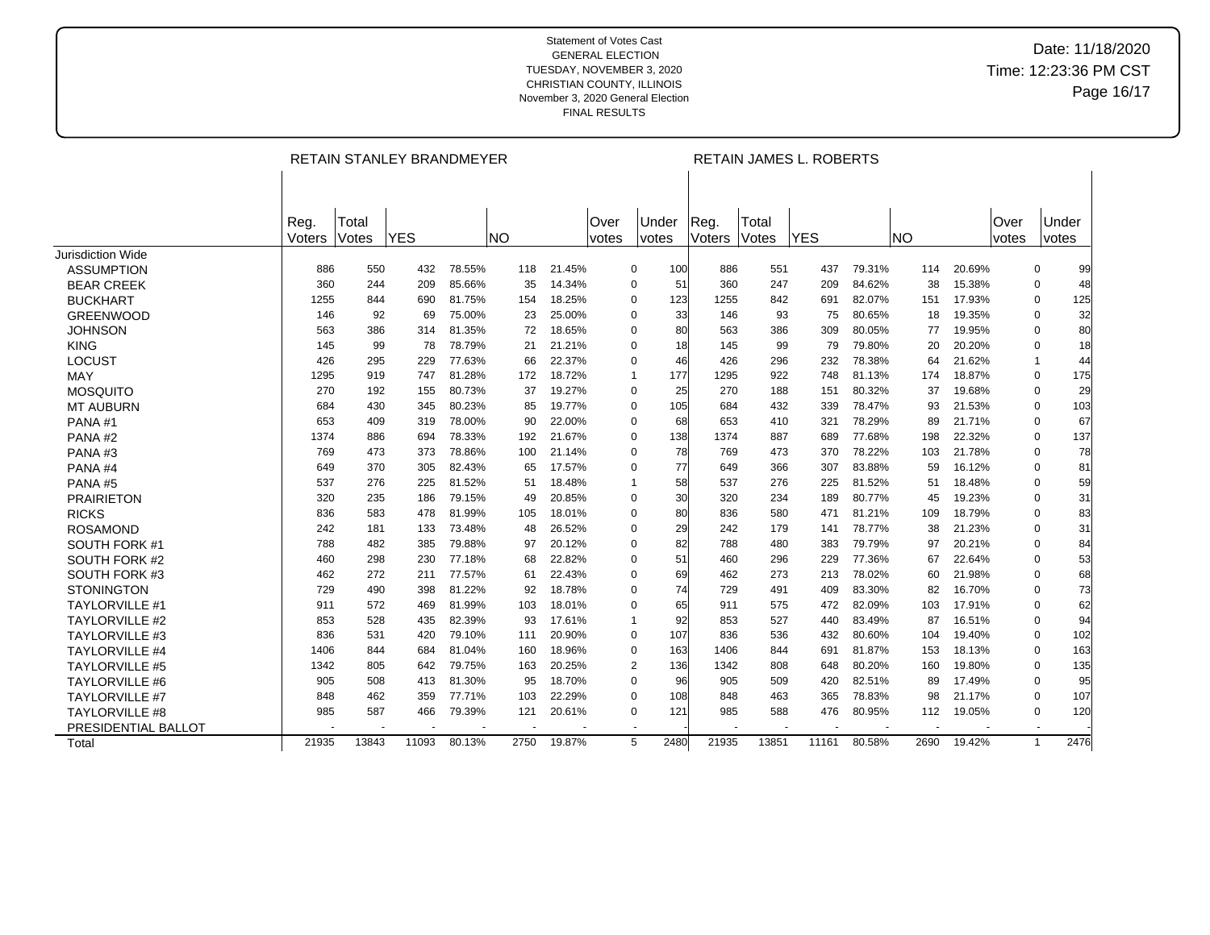Statement of Votes Cast
GENERAL ELECTION
TUESDAY, NOVEMBER 3, 2020
CHRISTIAN COUNTY, ILLINOIS
November 3, 2020 General Election
FINAL RESULTS

Date: 11/18/2020
Time: 12:23:36 PM CST

| | RETAIN STANLEY BRANDMEYER | | | | | | | | RETAIN JAMES L. ROBERTS | | | | | | | |
|---|---|---|---|---|---|---|---|---|---|---|---|---|---|---|---|---|
| | Reg. Voters | Total Votes | YES | | NO | | Over votes | Under votes | Reg. Voters | Total Votes | YES | | NO | | Over votes | Under votes |
| Jurisdiction Wide | | | | | | | | | | | | | | | | |
| ASSUMPTION | 886 | 550 | 432 | 78.55% | 118 | 21.45% | 0 | 100 | 886 | 551 | 437 | 79.31% | 114 | 20.69% | 0 | 99 |
| BEAR CREEK | 360 | 244 | 209 | 85.66% | 35 | 14.34% | 0 | 51 | 360 | 247 | 209 | 84.62% | 38 | 15.38% | 0 | 48 |
| BUCKHART | 1255 | 844 | 690 | 81.75% | 154 | 18.25% | 0 | 123 | 1255 | 842 | 691 | 82.07% | 151 | 17.93% | 0 | 125 |
| GREENWOOD | 146 | 92 | 69 | 75.00% | 23 | 25.00% | 0 | 33 | 146 | 93 | 75 | 80.65% | 18 | 19.35% | 0 | 32 |
| JOHNSON | 563 | 386 | 314 | 81.35% | 72 | 18.65% | 0 | 80 | 563 | 386 | 309 | 80.05% | 77 | 19.95% | 0 | 80 |
| KING | 145 | 99 | 78 | 78.79% | 21 | 21.21% | 0 | 18 | 145 | 99 | 79 | 79.80% | 20 | 20.20% | 0 | 18 |
| LOCUST | 426 | 295 | 229 | 77.63% | 66 | 22.37% | 0 | 46 | 426 | 296 | 232 | 78.38% | 64 | 21.62% | 1 | 44 |
| MAY | 1295 | 919 | 747 | 81.28% | 172 | 18.72% | 1 | 177 | 1295 | 922 | 748 | 81.13% | 174 | 18.87% | 0 | 175 |
| MOSQUITO | 270 | 192 | 155 | 80.73% | 37 | 19.27% | 0 | 25 | 270 | 188 | 151 | 80.32% | 37 | 19.68% | 0 | 29 |
| MT AUBURN | 684 | 430 | 345 | 80.23% | 85 | 19.77% | 0 | 105 | 684 | 432 | 339 | 78.47% | 93 | 21.53% | 0 | 103 |
| PANA #1 | 653 | 409 | 319 | 78.00% | 90 | 22.00% | 0 | 68 | 653 | 410 | 321 | 78.29% | 89 | 21.71% | 0 | 67 |
| PANA #2 | 1374 | 886 | 694 | 78.33% | 192 | 21.67% | 0 | 138 | 1374 | 887 | 689 | 77.68% | 198 | 22.32% | 0 | 137 |
| PANA #3 | 769 | 473 | 373 | 78.86% | 100 | 21.14% | 0 | 78 | 769 | 473 | 370 | 78.22% | 103 | 21.78% | 0 | 78 |
| PANA #4 | 649 | 370 | 305 | 82.43% | 65 | 17.57% | 0 | 77 | 649 | 366 | 307 | 83.88% | 59 | 16.12% | 0 | 81 |
| PANA #5 | 537 | 276 | 225 | 81.52% | 51 | 18.48% | 1 | 58 | 537 | 276 | 225 | 81.52% | 51 | 18.48% | 0 | 59 |
| PRAIRIETON | 320 | 235 | 186 | 79.15% | 49 | 20.85% | 0 | 30 | 320 | 234 | 189 | 80.77% | 45 | 19.23% | 0 | 31 |
| RICKS | 836 | 583 | 478 | 81.99% | 105 | 18.01% | 0 | 80 | 836 | 580 | 471 | 81.21% | 109 | 18.79% | 0 | 83 |
| ROSAMOND | 242 | 181 | 133 | 73.48% | 48 | 26.52% | 0 | 29 | 242 | 179 | 141 | 78.77% | 38 | 21.23% | 0 | 31 |
| SOUTH FORK #1 | 788 | 482 | 385 | 79.88% | 97 | 20.12% | 0 | 82 | 788 | 480 | 383 | 79.79% | 97 | 20.21% | 0 | 84 |
| SOUTH FORK #2 | 460 | 298 | 230 | 77.18% | 68 | 22.82% | 0 | 51 | 460 | 296 | 229 | 77.36% | 67 | 22.64% | 0 | 53 |
| SOUTH FORK #3 | 462 | 272 | 211 | 77.57% | 61 | 22.43% | 0 | 69 | 462 | 273 | 213 | 78.02% | 60 | 21.98% | 0 | 68 |
| STONINGTON | 729 | 490 | 398 | 81.22% | 92 | 18.78% | 0 | 74 | 729 | 491 | 409 | 83.30% | 82 | 16.70% | 0 | 73 |
| TAYLORVILLE #1 | 911 | 572 | 469 | 81.99% | 103 | 18.01% | 0 | 65 | 911 | 575 | 472 | 82.09% | 103 | 17.91% | 0 | 62 |
| TAYLORVILLE #2 | 853 | 528 | 435 | 82.39% | 93 | 17.61% | 1 | 92 | 853 | 527 | 440 | 83.49% | 87 | 16.51% | 0 | 94 |
| TAYLORVILLE #3 | 836 | 531 | 420 | 79.10% | 111 | 20.90% | 0 | 107 | 836 | 536 | 432 | 80.60% | 104 | 19.40% | 0 | 102 |
| TAYLORVILLE #4 | 1406 | 844 | 684 | 81.04% | 160 | 18.96% | 0 | 163 | 1406 | 844 | 691 | 81.87% | 153 | 18.13% | 0 | 163 |
| TAYLORVILLE #5 | 1342 | 805 | 642 | 79.75% | 163 | 20.25% | 2 | 136 | 1342 | 808 | 648 | 80.20% | 160 | 19.80% | 0 | 135 |
| TAYLORVILLE #6 | 905 | 508 | 413 | 81.30% | 95 | 18.70% | 0 | 96 | 905 | 509 | 420 | 82.51% | 89 | 17.49% | 0 | 95 |
| TAYLORVILLE #7 | 848 | 462 | 359 | 77.71% | 103 | 22.29% | 0 | 108 | 848 | 463 | 365 | 78.83% | 98 | 21.17% | 0 | 107 |
| TAYLORVILLE #8 | 985 | 587 | 466 | 79.39% | 121 | 20.61% | 0 | 121 | 985 | 588 | 476 | 80.95% | 112 | 19.05% | 0 | 120 |
| PRESIDENTIAL BALLOT | - | - | - | - | - | - | - | - | - | - | - | - | - | - | - | - |
| Total | 21935 | 13843 | 11093 | 80.13% | 2750 | 19.87% | 5 | 2480 | 21935 | 13851 | 11161 | 80.58% | 2690 | 19.42% | 1 | 2476 |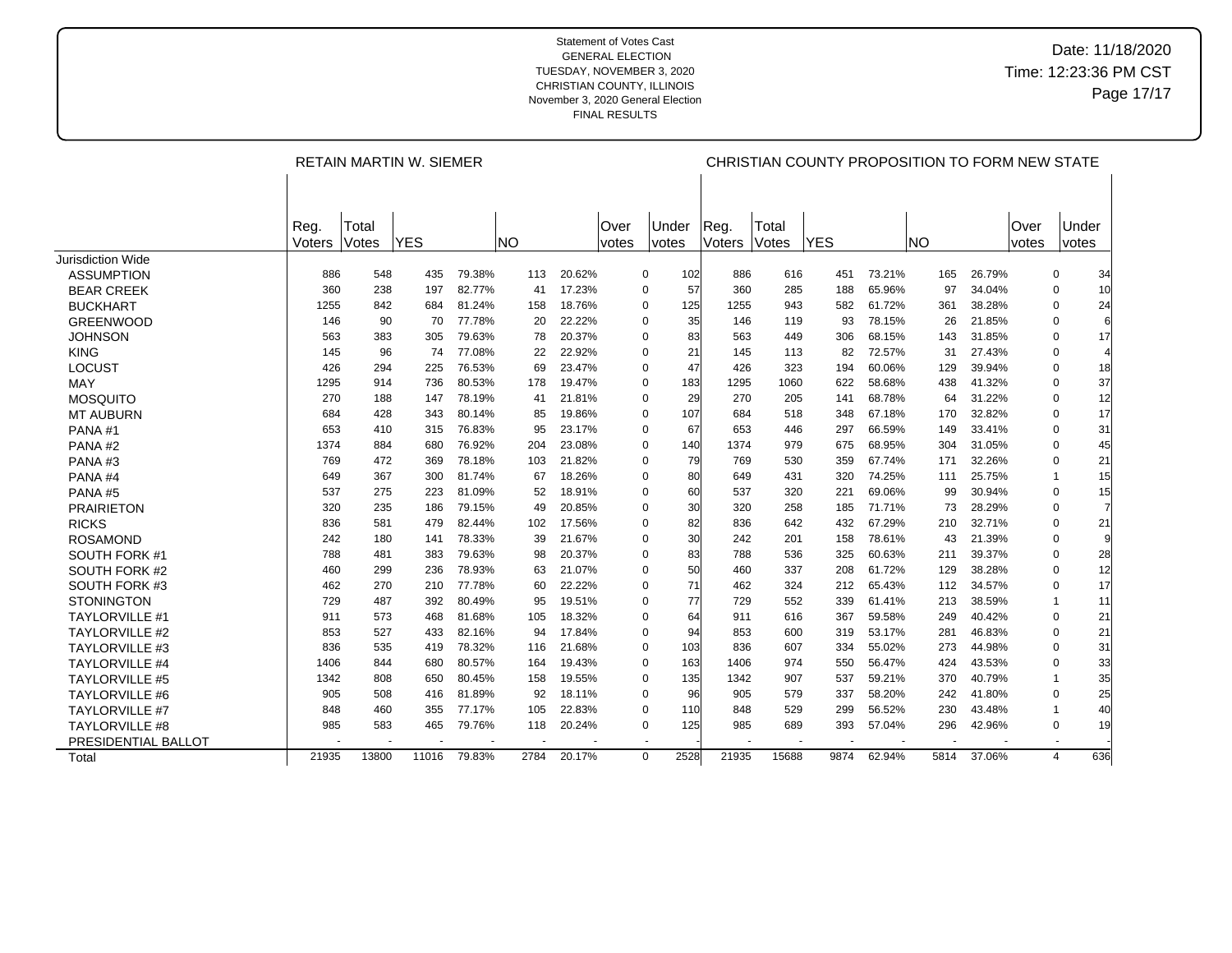Statement of Votes Cast
GENERAL ELECTION
TUESDAY, NOVEMBER 3, 2020
CHRISTIAN COUNTY, ILLINOIS
November 3, 2020 General Election
FINAL RESULTS

Date: 11/18/2020
Time: 12:23:36 PM CST

| | RETAIN MARTIN W. SIEMER | | | | | | | | CHRISTIAN COUNTY PROPOSITION TO FORM NEW STATE | | | | | | | |
|---|---|---|---|---|---|---|---|---|---|---|---|---|---|---|---|---|
| | Reg. Voters | Total Votes | YES | | NO | | Over votes | Under votes | Reg. Voters | Total Votes | YES | | NO | | Over votes | Under votes |
| Jurisdiction Wide | | | | | | | | | | | | | | | | |
| ASSUMPTION | 886 | 548 | 435 | 79.38% | 113 | 20.62% | 0 | 102 | 886 | 616 | 451 | 73.21% | 165 | 26.79% | 0 | 34 |
| BEAR CREEK | 360 | 238 | 197 | 82.77% | 41 | 17.23% | 0 | 57 | 360 | 285 | 188 | 65.96% | 97 | 34.04% | 0 | 10 |
| BUCKHART | 1255 | 842 | 684 | 81.24% | 158 | 18.76% | 0 | 125 | 1255 | 943 | 582 | 61.72% | 361 | 38.28% | 0 | 24 |
| GREENWOOD | 146 | 90 | 70 | 77.78% | 20 | 22.22% | 0 | 35 | 146 | 119 | 93 | 78.15% | 26 | 21.85% | 0 | 6 |
| JOHNSON | 563 | 383 | 305 | 79.63% | 78 | 20.37% | 0 | 83 | 563 | 449 | 306 | 68.15% | 143 | 31.85% | 0 | 17 |
| KING | 145 | 96 | 74 | 77.08% | 22 | 22.92% | 0 | 21 | 145 | 113 | 82 | 72.57% | 31 | 27.43% | 0 | 4 |
| LOCUST | 426 | 294 | 225 | 76.53% | 69 | 23.47% | 0 | 47 | 426 | 323 | 194 | 60.06% | 129 | 39.94% | 0 | 18 |
| MAY | 1295 | 914 | 736 | 80.53% | 178 | 19.47% | 0 | 183 | 1295 | 1060 | 622 | 58.68% | 438 | 41.32% | 0 | 37 |
| MOSQUITO | 270 | 188 | 147 | 78.19% | 41 | 21.81% | 0 | 29 | 270 | 205 | 141 | 68.78% | 64 | 31.22% | 0 | 12 |
| MT AUBURN | 684 | 428 | 343 | 80.14% | 85 | 19.86% | 0 | 107 | 684 | 518 | 348 | 67.18% | 170 | 32.82% | 0 | 17 |
| PANA #1 | 653 | 410 | 315 | 76.83% | 95 | 23.17% | 0 | 67 | 653 | 446 | 297 | 66.59% | 149 | 33.41% | 0 | 31 |
| PANA #2 | 1374 | 884 | 680 | 76.92% | 204 | 23.08% | 0 | 140 | 1374 | 979 | 675 | 68.95% | 304 | 31.05% | 0 | 45 |
| PANA #3 | 769 | 472 | 369 | 78.18% | 103 | 21.82% | 0 | 79 | 769 | 530 | 359 | 67.74% | 171 | 32.26% | 0 | 21 |
| PANA #4 | 649 | 367 | 300 | 81.74% | 67 | 18.26% | 0 | 80 | 649 | 431 | 320 | 74.25% | 111 | 25.75% | 1 | 15 |
| PANA #5 | 537 | 275 | 223 | 81.09% | 52 | 18.91% | 0 | 60 | 537 | 320 | 221 | 69.06% | 99 | 30.94% | 0 | 15 |
| PRAIRIETON | 320 | 235 | 186 | 79.15% | 49 | 20.85% | 0 | 30 | 320 | 258 | 185 | 71.71% | 73 | 28.29% | 0 | 7 |
| RICKS | 836 | 581 | 479 | 82.44% | 102 | 17.56% | 0 | 82 | 836 | 642 | 432 | 67.29% | 210 | 32.71% | 0 | 21 |
| ROSAMOND | 242 | 180 | 141 | 78.33% | 39 | 21.67% | 0 | 30 | 242 | 201 | 158 | 78.61% | 43 | 21.39% | 0 | 9 |
| SOUTH FORK #1 | 788 | 481 | 383 | 79.63% | 98 | 20.37% | 0 | 83 | 788 | 536 | 325 | 60.63% | 211 | 39.37% | 0 | 28 |
| SOUTH FORK #2 | 460 | 299 | 236 | 78.93% | 63 | 21.07% | 0 | 50 | 460 | 337 | 208 | 61.72% | 129 | 38.28% | 0 | 12 |
| SOUTH FORK #3 | 462 | 270 | 210 | 77.78% | 60 | 22.22% | 0 | 71 | 462 | 324 | 212 | 65.43% | 112 | 34.57% | 0 | 17 |
| STONINGTON | 729 | 487 | 392 | 80.49% | 95 | 19.51% | 0 | 77 | 729 | 552 | 339 | 61.41% | 213 | 38.59% | 1 | 11 |
| TAYLORVILLE #1 | 911 | 573 | 468 | 81.68% | 105 | 18.32% | 0 | 64 | 911 | 616 | 367 | 59.58% | 249 | 40.42% | 0 | 21 |
| TAYLORVILLE #2 | 853 | 527 | 433 | 82.16% | 94 | 17.84% | 0 | 94 | 853 | 600 | 319 | 53.17% | 281 | 46.83% | 0 | 21 |
| TAYLORVILLE #3 | 836 | 535 | 419 | 78.32% | 116 | 21.68% | 0 | 103 | 836 | 607 | 334 | 55.02% | 273 | 44.98% | 0 | 31 |
| TAYLORVILLE #4 | 1406 | 844 | 680 | 80.57% | 164 | 19.43% | 0 | 163 | 1406 | 974 | 550 | 56.47% | 424 | 43.53% | 0 | 33 |
| TAYLORVILLE #5 | 1342 | 808 | 650 | 80.45% | 158 | 19.55% | 0 | 135 | 1342 | 907 | 537 | 59.21% | 370 | 40.79% | 1 | 35 |
| TAYLORVILLE #6 | 905 | 508 | 416 | 81.89% | 92 | 18.11% | 0 | 96 | 905 | 579 | 337 | 58.20% | 242 | 41.80% | 0 | 25 |
| TAYLORVILLE #7 | 848 | 460 | 355 | 77.17% | 105 | 22.83% | 0 | 110 | 848 | 529 | 299 | 56.52% | 230 | 43.48% | 1 | 40 |
| TAYLORVILLE #8 | 985 | 583 | 465 | 79.76% | 118 | 20.24% | 0 | 125 | 985 | 689 | 393 | 57.04% | 296 | 42.96% | 0 | 19 |
| PRESIDENTIAL BALLOT | - | - | - | - | - | - | - | - | - | - | - | - | - | - | - | - |
| Total | 21935 | 13800 | 11016 | 79.83% | 2784 | 20.17% | 0 | 2528 | 21935 | 15688 | 9874 | 62.94% | 5814 | 37.06% | 4 | 636 |